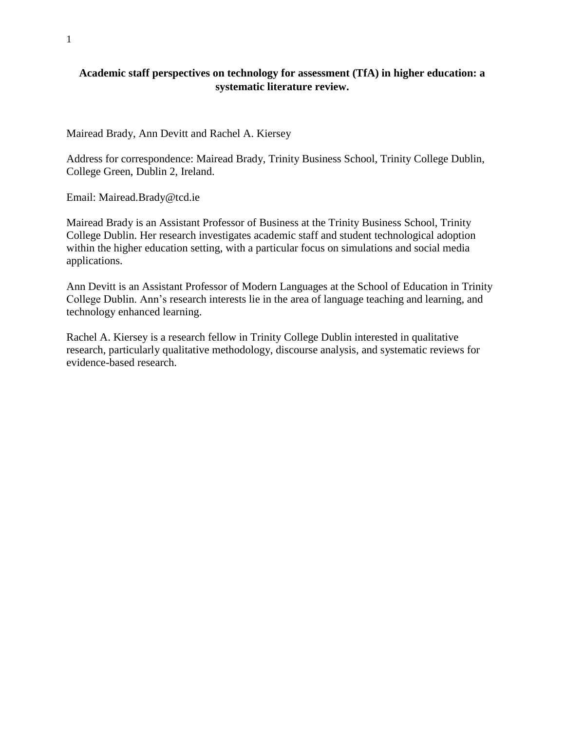# Academic staff perspectives on technology for assessment (TfA) in higher education: a systematic literature review.

Mairead Brady, Ann Devitt and Rachel A. Kiersey

Address for correspondence: Mairead Brady, Trinity Business School, Trinity College Dublin, College Green, Dublin 2, Ireland.

Email: Mairead.Brady@tcd.ie

Mairead Brady is an Assistant Professor of Business at the Trinity Business School, Trinity College Dublin. Her research investigates academic staff and student technological adoption within the higher education setting, with a particular focus on simulations and social media applications.

Ann Devitt is an Assistant Professor of Modern Languages at the School of Education in Trinity College Dublin. Ann's research interests lie in the area of language teaching and learning, and technology enhanced learning.

Rachel A. Kiersey is a research fellow in Trinity College Dublin interested in qualitative research, particularly qualitative methodology, discourse analysis, and systematic reviews for evidence-based research.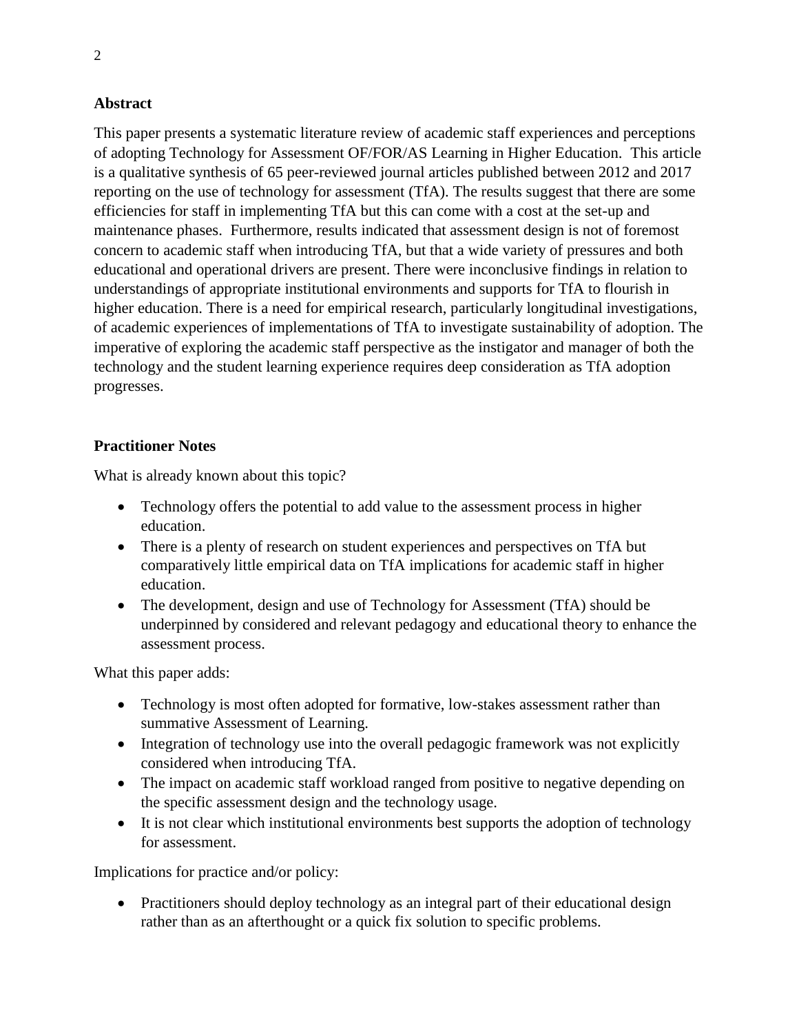## Abstract

This paper presents a systematic literature review of academic staff experiences and perceptions of adopting Technology for Assessment OF/FOR/AS Learning in Higher Education. This article is a qualitative synthesis of 65 peer-reviewed journal articles published between 2012 and 2017 reporting on the use of technology for assessment (TfA). The results suggest that there are some efficiencies for staff in implementing TfA but this can come with a cost at the set-up and maintenance phases. Furthermore, results indicated that assessment design is not of foremost concern to academic staff when introducing TfA, but that a wide variety of pressures and both educational and operational drivers are present. There were inconclusive findings in relation to understandings of appropriate institutional environments and supports for TfA to flourish in higher education. There is a need for empirical research, particularly longitudinal investigations, of academic experiences of implementations of TfA to investigate sustainability of adoption. The imperative of exploring the academic staff perspective as the instigator and manager of both the technology and the student learning experience requires deep consideration as TfA adoption progresses.

## Practitioner Notes

What is already known about this topic?

- Technology offers the potential to add value to the assessment process in higher education.
- There is a plenty of research on student experiences and perspectives on TfA but comparatively little empirical data on TfA implications for academic staff in higher education.
- The development, design and use of Technology for Assessment (TfA) should be underpinned by considered and relevant pedagogy and educational theory to enhance the assessment process.

What this paper adds:

- Technology is most often adopted for formative, low-stakes assessment rather than summative Assessment of Learning.
- Integration of technology use into the overall pedagogic framework was not explicitly considered when introducing TfA.
- The impact on academic staff workload ranged from positive to negative depending on the specific assessment design and the technology usage.
- It is not clear which institutional environments best supports the adoption of technology for assessment.

Implications for practice and/or policy:

- Practitioners should deploy technology as an integral part of their educational design rather than as an afterthought or a quick fix solution to specific problems.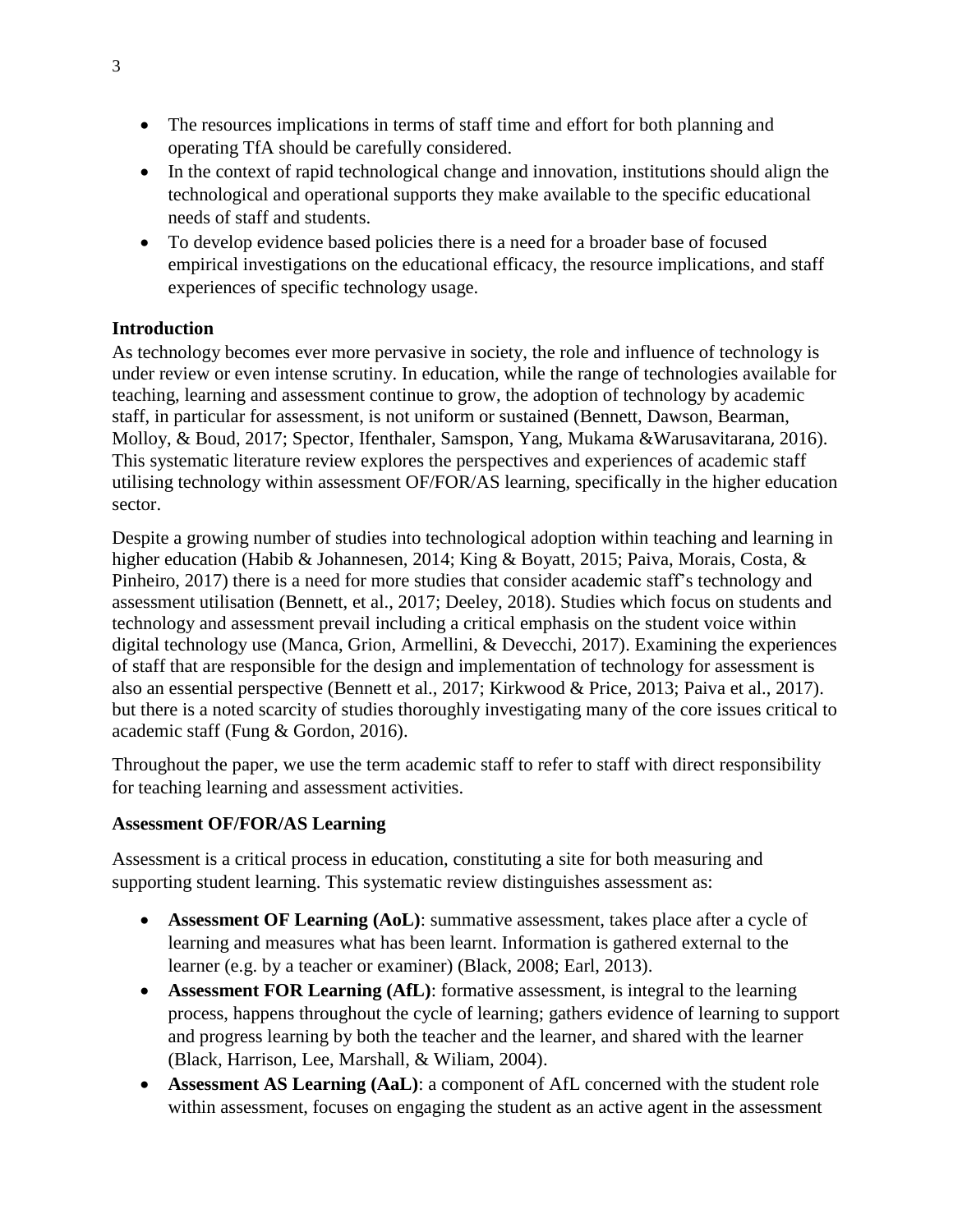- The resources implications in terms of staff time and effort for both planning and operating TfA should be carefully considered.
- In the context of rapid technological change and innovation, institutions should align the technological and operational supports they make available to the specific educational needs of staff and students.
- To develop evidence based policies there is a need for a broader base of focused empirical investigations on the educational efficacy, the resource implications, and staff experiences of specific technology usage.

## Introduction

As technology becomes ever more pervasive in society, the role and influence of technology is under review or even intense scrutiny. In education, while the range of technologies available for teaching, learning and assessment continue to grow, the adoption of technology by academic staff, in particular for assessment, is not uniform or sustained (Bennett, Dawson, Bearman, Molloy, & Boud, 2017; Spector, Ifenthaler, Samspon, Yang, Mukama &Warusavitarana, 2016). This systematic literature review explores the perspectives and experiences of academic staff utilising technology within assessment OF/FOR/AS learning, specifically in the higher education sector.

Despite a growing number of studies into technological adoption within teaching and learning in higher education (Habib & Johannesen, 2014; King & Boyatt, 2015; Paiva, Morais, Costa, & Pinheiro, 2017) there is a need for more studies that consider academic staff's technology and assessment utilisation (Bennett, et al., 2017; Deeley, 2018). Studies which focus on students and technology and assessment prevail including a critical emphasis on the student voice within digital technology use (Manca, Grion, Armellini, & Devecchi, 2017). Examining the experiences of staff that are responsible for the design and implementation of technology for assessment is also an essential perspective (Bennett et al., 2017; Kirkwood & Price, 2013; Paiva et al., 2017). but there is a noted scarcity of studies thoroughly investigating many of the core issues critical to academic staff (Fung & Gordon, 2016).

Throughout the paper, we use the term academic staff to refer to staff with direct responsibility for teaching learning and assessment activities.

## Assessment OF/FOR/AS Learning

Assessment is a critical process in education, constituting a site for both measuring and supporting student learning. This systematic review distinguishes assessment as:

- **Assessment OF Learning (AoL)**: summative assessment, takes place after a cycle of learning and measures what has been learnt. Information is gathered external to the learner (e.g. by a teacher or examiner) (Black, 2008; Earl, 2013).
- **Assessment FOR Learning (AfL)**: formative assessment, is integral to the learning process, happens throughout the cycle of learning; gathers evidence of learning to support and progress learning by both the teacher and the learner, and shared with the learner (Black, Harrison, Lee, Marshall, & Wiliam, 2004).
- **Assessment AS Learning (AaL)**: a component of AfL concerned with the student role within assessment, focuses on engaging the student as an active agent in the assessment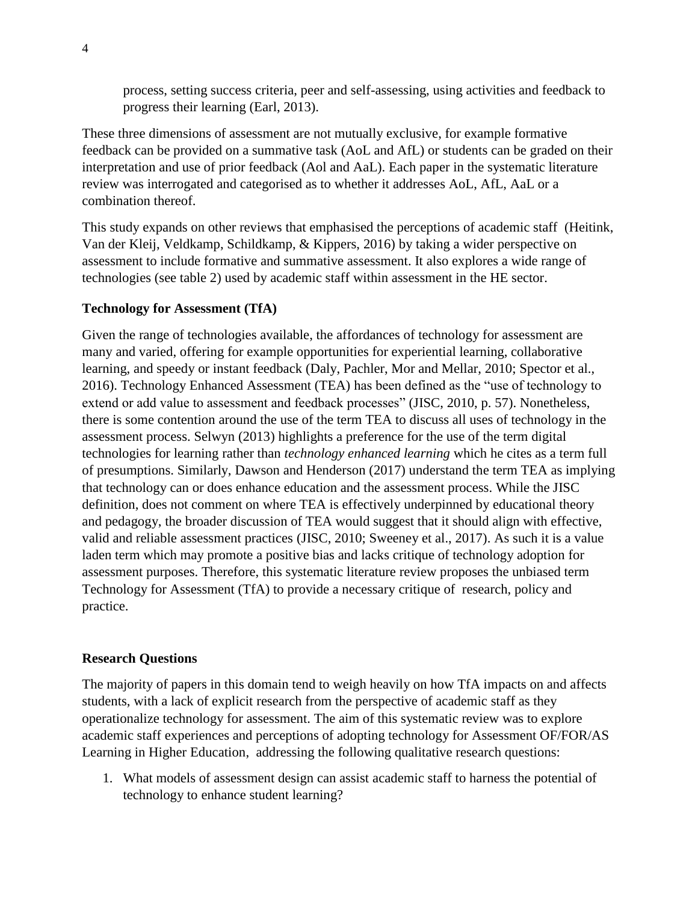process, setting success criteria, peer and self-assessing, using activities and feedback to progress their learning (Earl, 2013).

These three dimensions of assessment are not mutually exclusive, for example formative feedback can be provided on a summative task (AoL and AfL) or students can be graded on their interpretation and use of prior feedback (Aol and AaL). Each paper in the systematic literature review was interrogated and categorised as to whether it addresses AoL, AfL, AaL or a combination thereof.

This study expands on other reviews that emphasised the perceptions of academic staff (Heitink, Van der Kleij, Veldkamp, Schildkamp, & Kippers, 2016) by taking a wider perspective on assessment to include formative and summative assessment. It also explores a wide range of technologies (see table 2) used by academic staff within assessment in the HE sector.

**Technology for Assessment (TfA)**

Given the range of technologies available, the affordances of technology for assessment are many and varied, offering for example opportunities for experiential learning, collaborative learning, and speedy or instant feedback (Daly, Pachler, Mor and Mellar, 2010; Spector et al., 2016). Technology Enhanced Assessment (TEA) has been defined as the "use of technology to extend or add value to assessment and feedback processes" (JISC, 2010, p. 57). Nonetheless, there is some contention around the use of the term TEA to discuss all uses of technology in the assessment process. Selwyn (2013) highlights a preference for the use of the term digital technologies for learning rather than *technology enhanced learning* which he cites as a term full of presumptions. Similarly, Dawson and Henderson (2017) understand the term TEA as implying that technology can or does enhance education and the assessment process. While the JISC definition, does not comment on where TEA is effectively underpinned by educational theory and pedagogy, the broader discussion of TEA would suggest that it should align with effective, valid and reliable assessment practices (JISC, 2010; Sweeney et al., 2017). As such it is a value laden term which may promote a positive bias and lacks critique of technology adoption for assessment purposes. Therefore, this systematic literature review proposes the unbiased term Technology for Assessment (TfA) to provide a necessary critique of research, policy and practice.

**Research Questions**

The majority of papers in this domain tend to weigh heavily on how TfA impacts on and affects students, with a lack of explicit research from the perspective of academic staff as they operationalize technology for assessment. The aim of this systematic review was to explore academic staff experiences and perceptions of adopting technology for Assessment OF/FOR/AS Learning in Higher Education, addressing the following qualitative research questions:

1. What models of assessment design can assist academic staff to harness the potential of technology to enhance student learning?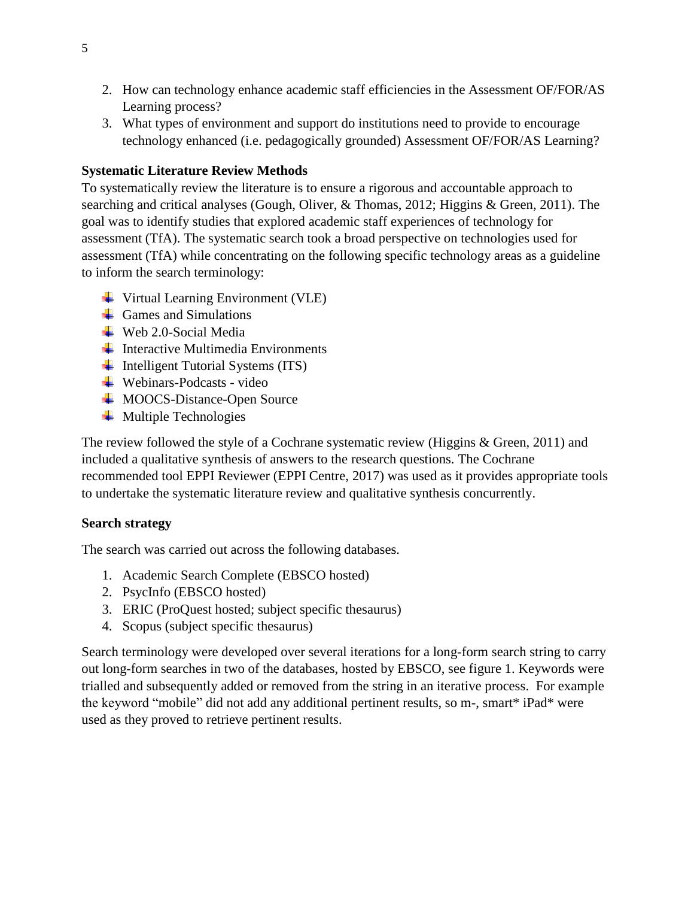2. How can technology enhance academic staff efficiencies in the Assessment OF/FOR/AS Learning process?
3. What types of environment and support do institutions need to provide to encourage technology enhanced (i.e. pedagogically grounded) Assessment OF/FOR/AS Learning?

**Systematic Literature Review Methods**

To systematically review the literature is to ensure a rigorous and accountable approach to searching and critical analyses (Gough, Oliver, & Thomas, 2012; Higgins & Green, 2011). The goal was to identify studies that explored academic staff experiences of technology for assessment (TfA). The systematic search took a broad perspective on technologies used for assessment (TfA) while concentrating on the following specific technology areas as a guideline to inform the search terminology:

- Virtual Learning Environment (VLE)
- Games and Simulations
- Web 2.0-Social Media
- Interactive Multimedia Environments
- Intelligent Tutorial Systems (ITS)
- Webinars-Podcasts - video
- MOOCS-Distance-Open Source
- Multiple Technologies

The review followed the style of a Cochrane systematic review (Higgins & Green, 2011) and included a qualitative synthesis of answers to the research questions. The Cochrane recommended tool EPPI Reviewer (EPPI Centre, 2017) was used as it provides appropriate tools to undertake the systematic literature review and qualitative synthesis concurrently.

**Search strategy**

The search was carried out across the following databases.

1. Academic Search Complete (EBSCO hosted)
2. PsycInfo (EBSCO hosted)
3. ERIC (ProQuest hosted; subject specific thesaurus)
4. Scopus (subject specific thesaurus)

Search terminology were developed over several iterations for a long-form search string to carry out long-form searches in two of the databases, hosted by EBSCO, see figure 1. Keywords were trialled and subsequently added or removed from the string in an iterative process. For example the keyword "mobile" did not add any additional pertinent results, so m-, smart* iPad* were used as they proved to retrieve pertinent results.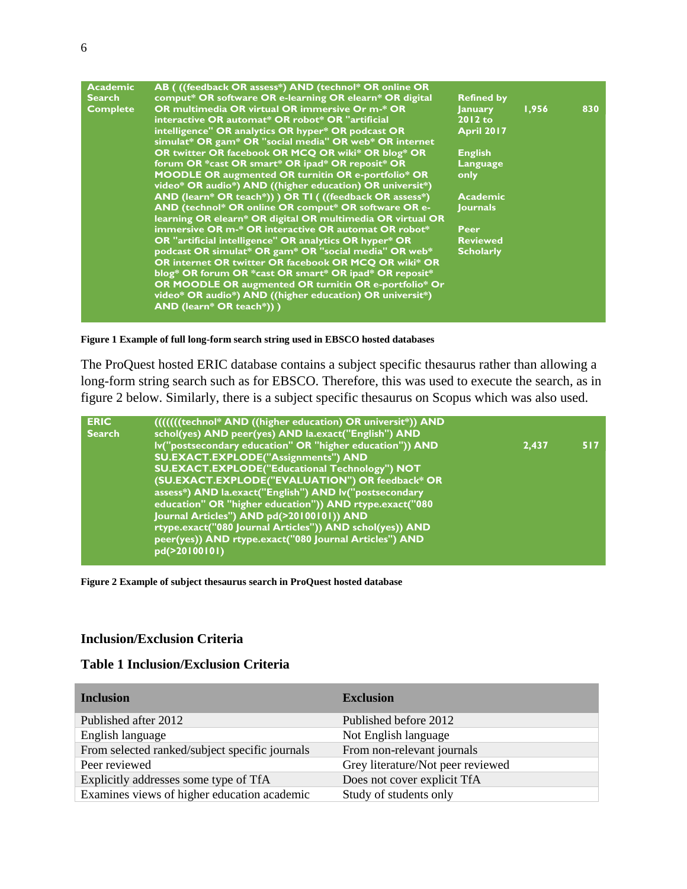| Academic Search Complete | AB ( ((feedback OR assess*) AND (technol* OR online OR comput* OR software OR e-learning OR elearn* OR digital OR multimedia OR virtual OR immersive Or m-* OR interactive OR automat* OR robot* OR "artificial intelligence" OR analytics OR hyper* OR podcast OR simulat* OR gam* OR "social media" OR web* OR internet OR twitter OR facebook OR MCQ OR wiki* OR blog* OR forum OR *cast OR smart* OR ipad* OR reposit* OR MOODLE OR augmented OR turnitin OR e-portfolio* OR video* OR audio*) AND ((higher education) OR universit*) AND (learn* OR teach*)) ) OR TI ( ((feedback OR assess*) AND (technol* OR online OR comput* OR software OR e-learning OR elearn* OR digital OR multimedia OR virtual OR immersive OR m-* OR interactive OR automat OR robot* OR "artificial intelligence" OR analytics OR hyper* OR podcast OR simulat* OR gam* OR "social media" OR web* OR internet OR twitter OR facebook OR MCQ OR wiki* OR blog* OR forum OR *cast OR smart* OR ipad* OR reposit* OR MOODLE OR augmented OR turnitin OR e-portfolio* Or video* OR audio*) AND ((higher education) OR universit*) AND (learn* OR teach*)) ) | Refined by January 2012 to April 2017<br><br>English Language only<br><br>Academic Journals<br><br>Peer Reviewed Scholarly | 1,956 | 830 |
|---|---|---|---|---|

**Figure 1 Example of full long-form search string used in EBSCO hosted databases**

The ProQuest hosted ERIC database contains a subject specific thesaurus rather than allowing a long-form string search such as for EBSCO. Therefore, this was used to execute the search, as in figure 2 below. Similarly, there is a subject specific thesaurus on Scopus which was also used.

| ERIC Search | (((((((technol* AND ((higher education) OR universit*)) AND schol(yes) AND peer(yes) AND la.exact("English") AND lv("postsecondary education" OR "higher education")) AND SU.EXACT.EXPLODE("Assignments") AND SU.EXACT.EXPLODE("Educational Technology") NOT (SU.EXACT.EXPLODE("EVALUATION") OR feedback* OR assess*) AND la.exact("English") AND lv("postsecondary education" OR "higher education")) AND rtype.exact("080 Journal Articles") AND pd(>20100101)) AND rtype.exact("080 Journal Articles")) AND schol(yes)) AND peer(yes)) AND rtype.exact("080 Journal Articles") AND pd(>20100101) | | 2,437 | 517 |
|---|---|---|---|---|

**Figure 2 Example of subject thesaurus search in ProQuest hosted database**

## Inclusion/Exclusion Criteria

**Table 1 Inclusion/Exclusion Criteria**

| Inclusion | Exclusion |
|---|---|
| Published after 2012 | Published before 2012 |
| English language | Not English language |
| From selected ranked/subject specific journals | From non-relevant journals |
| Peer reviewed | Grey literature/Not peer reviewed |
| Explicitly addresses some type of TfA | Does not cover explicit TfA |
| Examines views of higher education academic | Study of students only |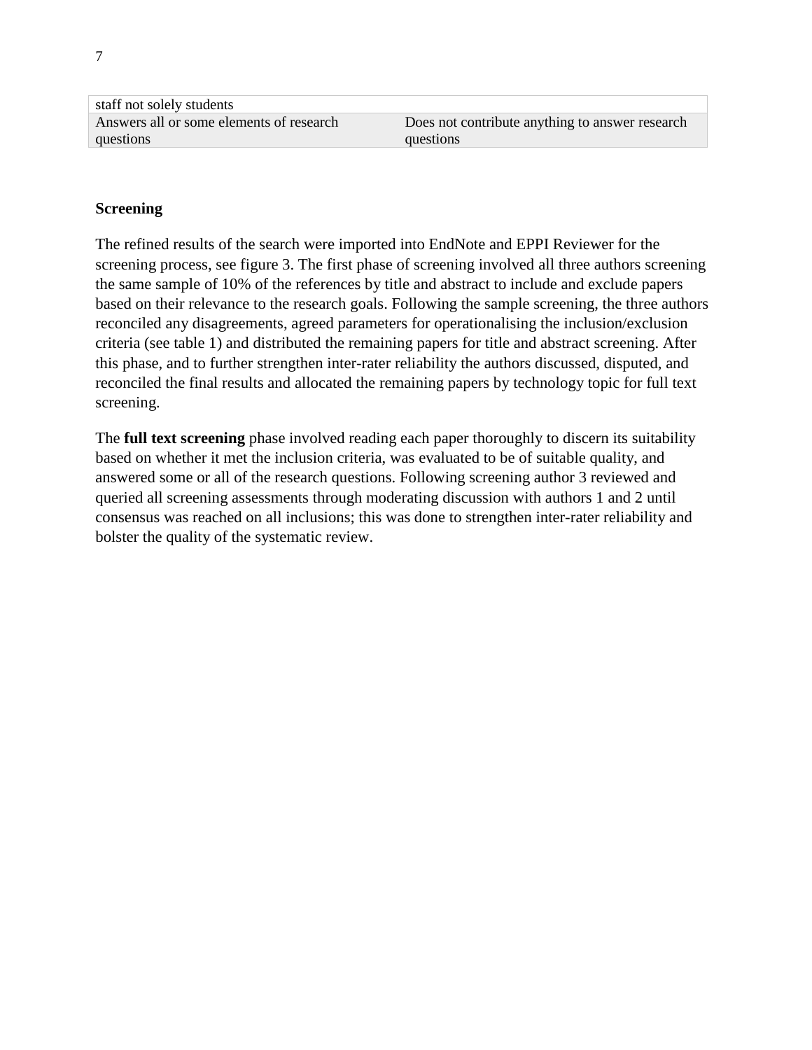| | |
|---|---|
| staff not solely students | |
| Answers all or some elements of research questions | Does not contribute anything to answer research questions |

**Screening**

The refined results of the search were imported into EndNote and EPPI Reviewer for the screening process, see figure 3. The first phase of screening involved all three authors screening the same sample of 10% of the references by title and abstract to include and exclude papers based on their relevance to the research goals. Following the sample screening, the three authors reconciled any disagreements, agreed parameters for operationalising the inclusion/exclusion criteria (see table 1) and distributed the remaining papers for title and abstract screening. After this phase, and to further strengthen inter-rater reliability the authors discussed, disputed, and reconciled the final results and allocated the remaining papers by technology topic for full text screening.

The **full text screening** phase involved reading each paper thoroughly to discern its suitability based on whether it met the inclusion criteria, was evaluated to be of suitable quality, and answered some or all of the research questions. Following screening author 3 reviewed and queried all screening assessments through moderating discussion with authors 1 and 2 until consensus was reached on all inclusions; this was done to strengthen inter-rater reliability and bolster the quality of the systematic review.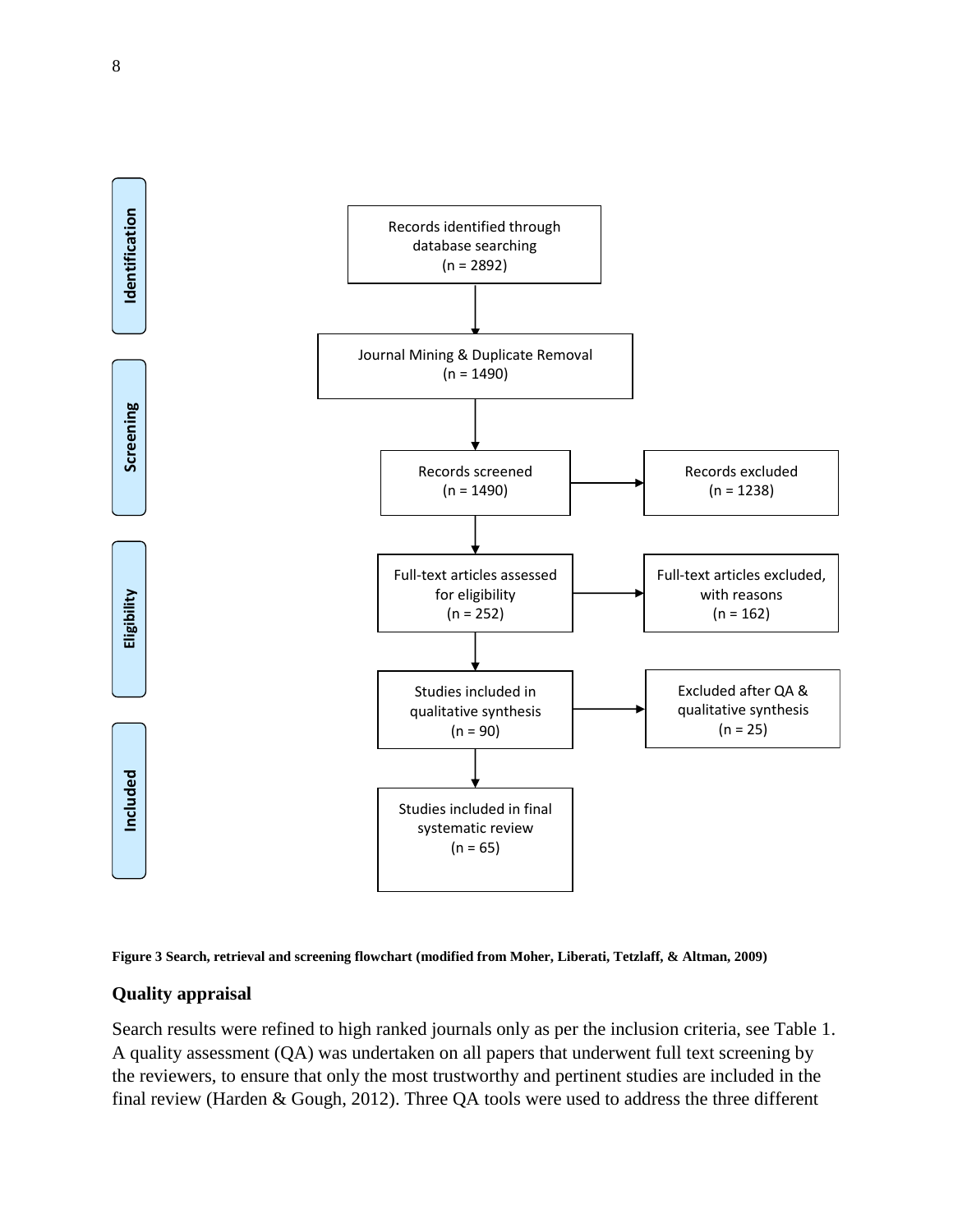Identification

Records identified through database searching (n = 2892)

Journal Mining & Duplicate Removal (n = 1490)

Screening

Records screened (n = 1490)

Records excluded (n = 1238)

Eligibility

Full-text articles assessed for eligibility (n = 252)

Full-text articles excluded, with reasons (n = 162)

Studies included in qualitative synthesis (n = 90)

Excluded after QA & qualitative synthesis (n = 25)

Included

Studies included in final systematic review (n = 65)

**Figure 3 Search, retrieval and screening flowchart (modified from Moher, Liberati, Tetzlaff, & Altman, 2009)**

## Quality appraisal

Search results were refined to high ranked journals only as per the inclusion criteria, see Table 1. A quality assessment (QA) was undertaken on all papers that underwent full text screening by the reviewers, to ensure that only the most trustworthy and pertinent studies are included in the final review (Harden & Gough, 2012). Three QA tools were used to address the three different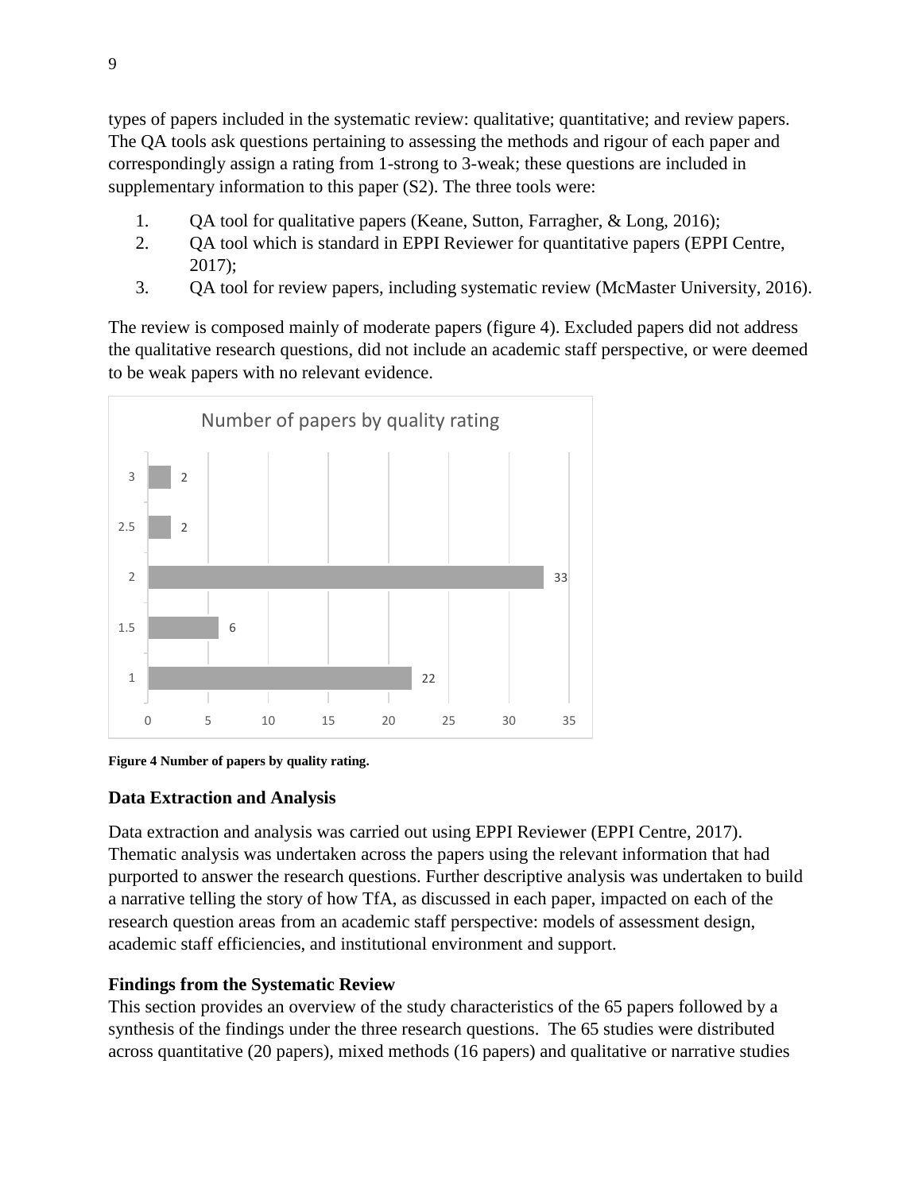types of papers included in the systematic review: qualitative; quantitative; and review papers. The QA tools ask questions pertaining to assessing the methods and rigour of each paper and correspondingly assign a rating from 1-strong to 3-weak; these questions are included in supplementary information to this paper (S2). The three tools were:

1. QA tool for qualitative papers (Keane, Sutton, Farragher, & Long, 2016);
2. QA tool which is standard in EPPI Reviewer for quantitative papers (EPPI Centre, 2017);
3. QA tool for review papers, including systematic review (McMaster University, 2016).

The review is composed mainly of moderate papers (figure 4). Excluded papers did not address the qualitative research questions, did not include an academic staff perspective, or were deemed to be weak papers with no relevant evidence.

| Quality rating | Number of papers |
| --- | --- |
| 3 | 2 |
| 2.5 | 2 |
| 2 | 33 |
| 1.5 | 6 |
| 1 | 22 |

**Figure 4 Number of papers by quality rating.**

### Data Extraction and Analysis

Data extraction and analysis was carried out using EPPI Reviewer (EPPI Centre, 2017). Thematic analysis was undertaken across the papers using the relevant information that had purported to answer the research questions. Further descriptive analysis was undertaken to build a narrative telling the story of how TfA, as discussed in each paper, impacted on each of the research question areas from an academic staff perspective: models of assessment design, academic staff efficiencies, and institutional environment and support.

### Findings from the Systematic Review

This section provides an overview of the study characteristics of the 65 papers followed by a synthesis of the findings under the three research questions. The 65 studies were distributed across quantitative (20 papers), mixed methods (16 papers) and qualitative or narrative studies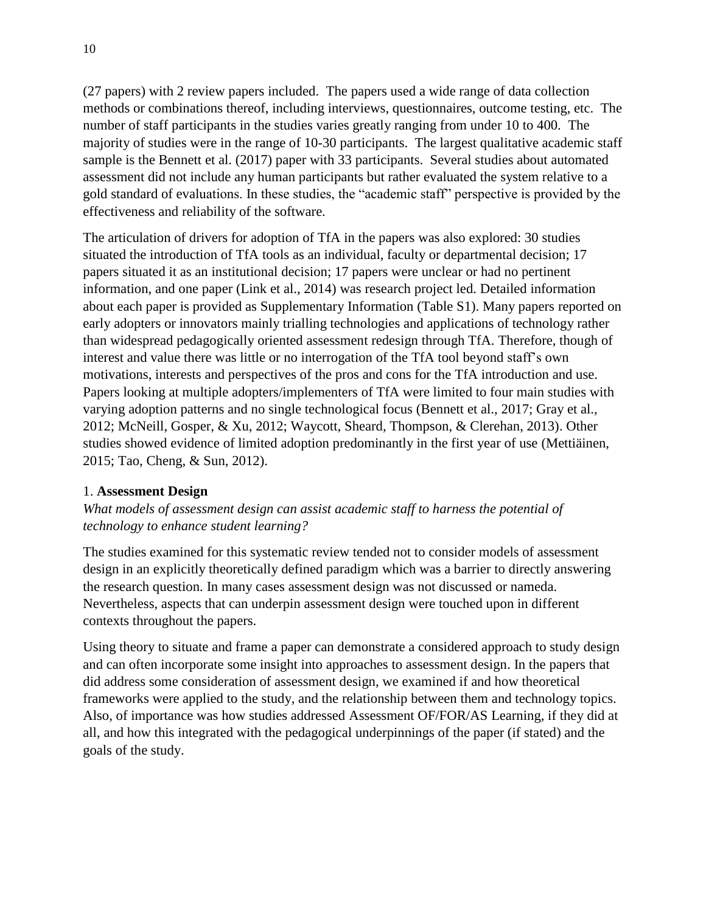(27 papers) with 2 review papers included. The papers used a wide range of data collection methods or combinations thereof, including interviews, questionnaires, outcome testing, etc. The number of staff participants in the studies varies greatly ranging from under 10 to 400. The majority of studies were in the range of 10-30 participants. The largest qualitative academic staff sample is the Bennett et al. (2017) paper with 33 participants. Several studies about automated assessment did not include any human participants but rather evaluated the system relative to a gold standard of evaluations. In these studies, the "academic staff" perspective is provided by the effectiveness and reliability of the software.

The articulation of drivers for adoption of TfA in the papers was also explored: 30 studies situated the introduction of TfA tools as an individual, faculty or departmental decision; 17 papers situated it as an institutional decision; 17 papers were unclear or had no pertinent information, and one paper (Link et al., 2014) was research project led. Detailed information about each paper is provided as Supplementary Information (Table S1). Many papers reported on early adopters or innovators mainly trialling technologies and applications of technology rather than widespread pedagogically oriented assessment redesign through TfA. Therefore, though of interest and value there was little or no interrogation of the TfA tool beyond staff's own motivations, interests and perspectives of the pros and cons for the TfA introduction and use. Papers looking at multiple adopters/implementers of TfA were limited to four main studies with varying adoption patterns and no single technological focus (Bennett et al., 2017; Gray et al., 2012; McNeill, Gosper, & Xu, 2012; Waycott, Sheard, Thompson, & Clerehan, 2013). Other studies showed evidence of limited adoption predominantly in the first year of use (Mettiäinen, 2015; Tao, Cheng, & Sun, 2012).

## 1. **Assessment Design**

*What models of assessment design can assist academic staff to harness the potential of technology to enhance student learning?*

The studies examined for this systematic review tended not to consider models of assessment design in an explicitly theoretically defined paradigm which was a barrier to directly answering the research question. In many cases assessment design was not discussed or nameda. Nevertheless, aspects that can underpin assessment design were touched upon in different contexts throughout the papers.

Using theory to situate and frame a paper can demonstrate a considered approach to study design and can often incorporate some insight into approaches to assessment design. In the papers that did address some consideration of assessment design, we examined if and how theoretical frameworks were applied to the study, and the relationship between them and technology topics. Also, of importance was how studies addressed Assessment OF/FOR/AS Learning, if they did at all, and how this integrated with the pedagogical underpinnings of the paper (if stated) and the goals of the study.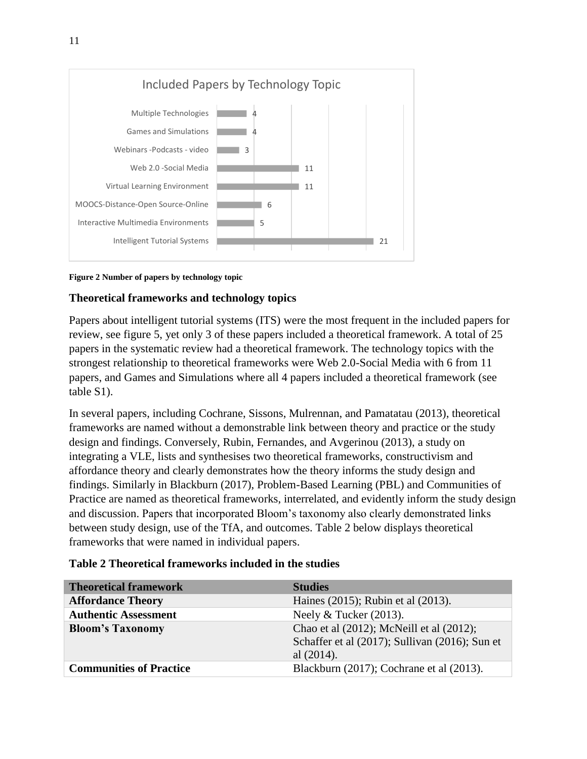Included Papers by Technology Topic

| Technology Topic | Number of papers |
|---|---|
| Multiple Technologies | 4 |
| Games and Simulations | 4 |
| Webinars -Podcasts - video | 3 |
| Web 2.0 -Social Media | 11 |
| Virtual Learning Environment | 11 |
| MOOCS-Distance-Open Source-Online | 6 |
| Interactive Multimedia Environments | 5 |
| Intelligent Tutorial Systems | 21 |

**Figure 2 Number of papers by technology topic**

### Theoretical frameworks and technology topics

Papers about intelligent tutorial systems (ITS) were the most frequent in the included papers for review, see figure 5, yet only 3 of these papers included a theoretical framework. A total of 25 papers in the systematic review had a theoretical framework. The technology topics with the strongest relationship to theoretical frameworks were Web 2.0-Social Media with 6 from 11 papers, and Games and Simulations where all 4 papers included a theoretical framework (see table S1).

In several papers, including Cochrane, Sissons, Mulrennan, and Pamatatau (2013), theoretical frameworks are named without a demonstrable link between theory and practice or the study design and findings. Conversely, Rubin, Fernandes, and Avgerinou (2013), a study on integrating a VLE, lists and synthesises two theoretical frameworks, constructivism and affordance theory and clearly demonstrates how the theory informs the study design and findings. Similarly in Blackburn (2017), Problem-Based Learning (PBL) and Communities of Practice are named as theoretical frameworks, interrelated, and evidently inform the study design and discussion. Papers that incorporated Bloom's taxonomy also clearly demonstrated links between study design, use of the TfA, and outcomes. Table 2 below displays theoretical frameworks that were named in individual papers.

**Table 2 Theoretical frameworks included in the studies**

| Theoretical framework | Studies |
|---|---|
| **Affordance Theory** | Haines (2015); Rubin et al (2013). |
| **Authentic Assessment** | Neely & Tucker (2013). |
| **Bloom's Taxonomy** | Chao et al (2012); McNeill et al (2012); Schaffer et al (2017); Sullivan (2016); Sun et al (2014). |
| **Communities of Practice** | Blackburn (2017); Cochrane et al (2013). |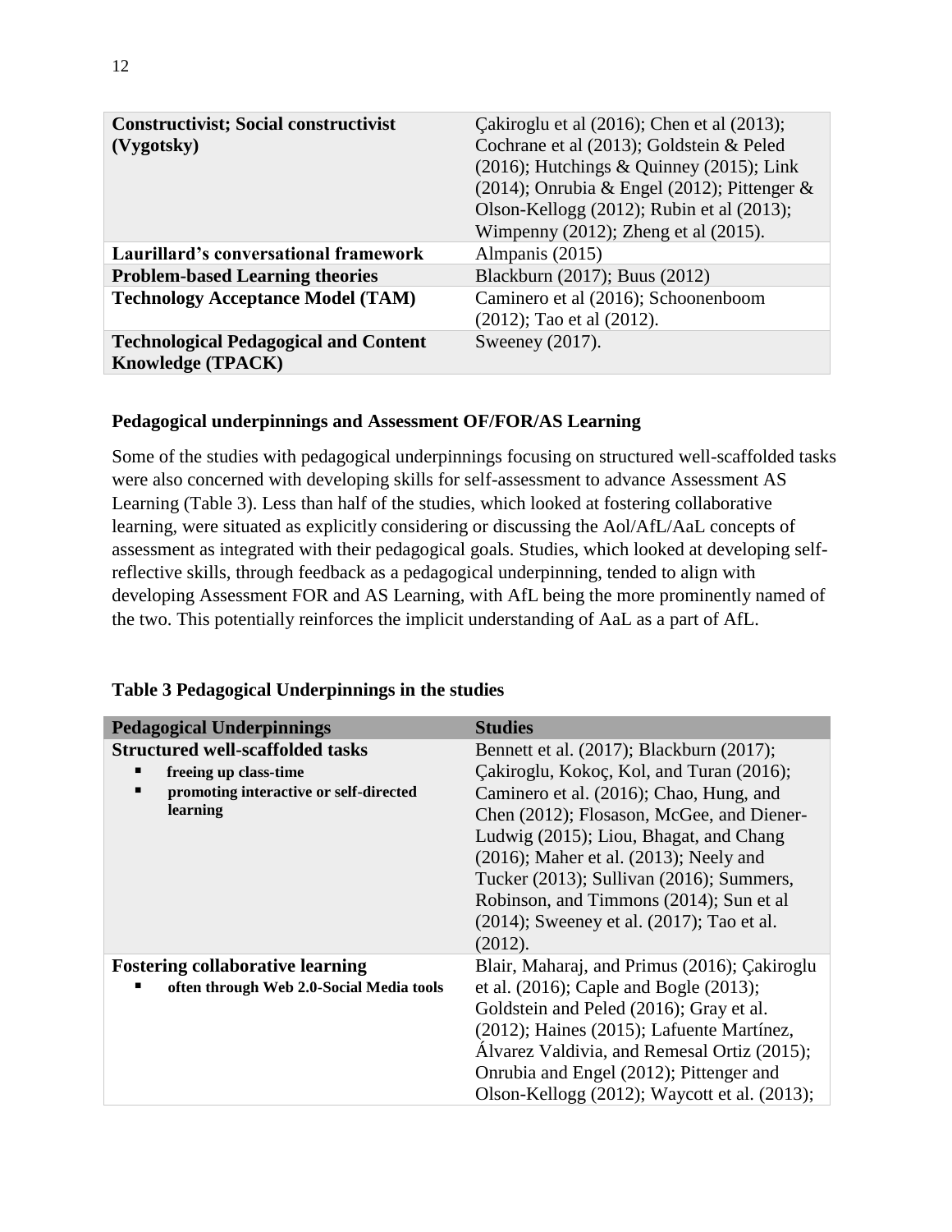| | |
|---|---|
| **Constructivist; Social constructivist (Vygotsky)** | Çakiroglu et al (2016); Chen et al (2013); Cochrane et al (2013); Goldstein & Peled (2016); Hutchings & Quinney (2015); Link (2014); Onrubia & Engel (2012); Pittenger & Olson-Kellogg (2012); Rubin et al (2013); Wimpenny (2012); Zheng et al (2015). |
| **Laurillard's conversational framework** | Almpanis (2015) |
| **Problem-based Learning theories** | Blackburn (2017); Buus (2012) |
| **Technology Acceptance Model (TAM)** | Caminero et al (2016); Schoonenboom (2012); Tao et al (2012). |
| **Technological Pedagogical and Content Knowledge (TPACK)** | Sweeney (2017). |

### Pedagogical underpinnings and Assessment OF/FOR/AS Learning

Some of the studies with pedagogical underpinnings focusing on structured well-scaffolded tasks were also concerned with developing skills for self-assessment to advance Assessment AS Learning (Table 3). Less than half of the studies, which looked at fostering collaborative learning, were situated as explicitly considering or discussing the AoI/AfL/AaL concepts of assessment as integrated with their pedagogical goals. Studies, which looked at developing self-reflective skills, through feedback as a pedagogical underpinning, tended to align with developing Assessment FOR and AS Learning, with AfL being the more prominently named of the two. This potentially reinforces the implicit understanding of AaL as a part of AfL.

**Table 3 Pedagogical Underpinnings in the studies**

| Pedagogical Underpinnings | Studies |
|---|---|
| **Structured well-scaffolded tasks**<br>▪ **freeing up class-time**<br>▪ **promoting interactive or self-directed learning** | Bennett et al. (2017); Blackburn (2017); Çakiroglu, Kokoç, Kol, and Turan (2016); Caminero et al. (2016); Chao, Hung, and Chen (2012); Flosason, McGee, and Diener-Ludwig (2015); Liou, Bhagat, and Chang (2016); Maher et al. (2013); Neely and Tucker (2013); Sullivan (2016); Summers, Robinson, and Timmons (2014); Sun et al (2014); Sweeney et al. (2017); Tao et al. (2012). |
| **Fostering collaborative learning**<br>▪ **often through Web 2.0-Social Media tools** | Blair, Maharaj, and Primus (2016); Çakiroglu et al. (2016); Caple and Bogle (2013); Goldstein and Peled (2016); Gray et al. (2012); Haines (2015); Lafuente Martínez, Álvarez Valdivia, and Remesal Ortiz (2015); Onrubia and Engel (2012); Pittenger and Olson-Kellogg (2012); Waycott et al. (2013); |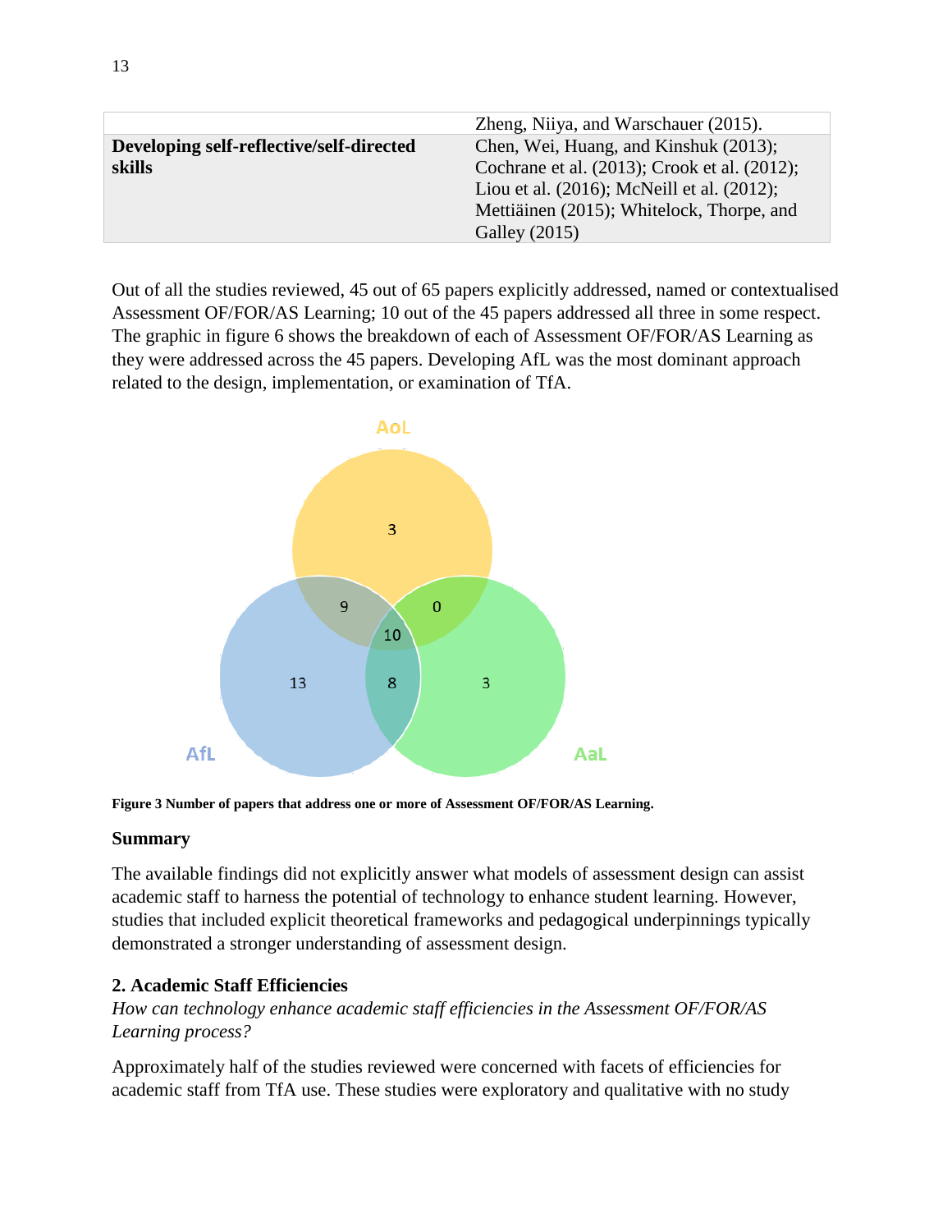| | |
|---|---|
| | Zheng, Niiya, and Warschauer (2015). |
| **Developing self-reflective/self-directed skills** | Chen, Wei, Huang, and Kinshuk (2013); Cochrane et al. (2013); Crook et al. (2012); Liou et al. (2016); McNeill et al. (2012); Mettiäinen (2015); Whitelock, Thorpe, and Galley (2015) |

Out of all the studies reviewed, 45 out of 65 papers explicitly addressed, named or contextualised Assessment OF/FOR/AS Learning; 10 out of the 45 papers addressed all three in some respect. The graphic in figure 6 shows the breakdown of each of Assessment OF/FOR/AS Learning as they were addressed across the 45 papers. Developing AfL was the most dominant approach related to the design, implementation, or examination of TfA.

**Figure 3 Number of papers that address one or more of Assessment OF/FOR/AS Learning.**

### Summary

The available findings did not explicitly answer what models of assessment design can assist academic staff to harness the potential of technology to enhance student learning. However, studies that included explicit theoretical frameworks and pedagogical underpinnings typically demonstrated a stronger understanding of assessment design.

### 2. Academic Staff Efficiencies

*How can technology enhance academic staff efficiencies in the Assessment OF/FOR/AS Learning process?*

Approximately half of the studies reviewed were concerned with facets of efficiencies for academic staff from TfA use. These studies were exploratory and qualitative with no study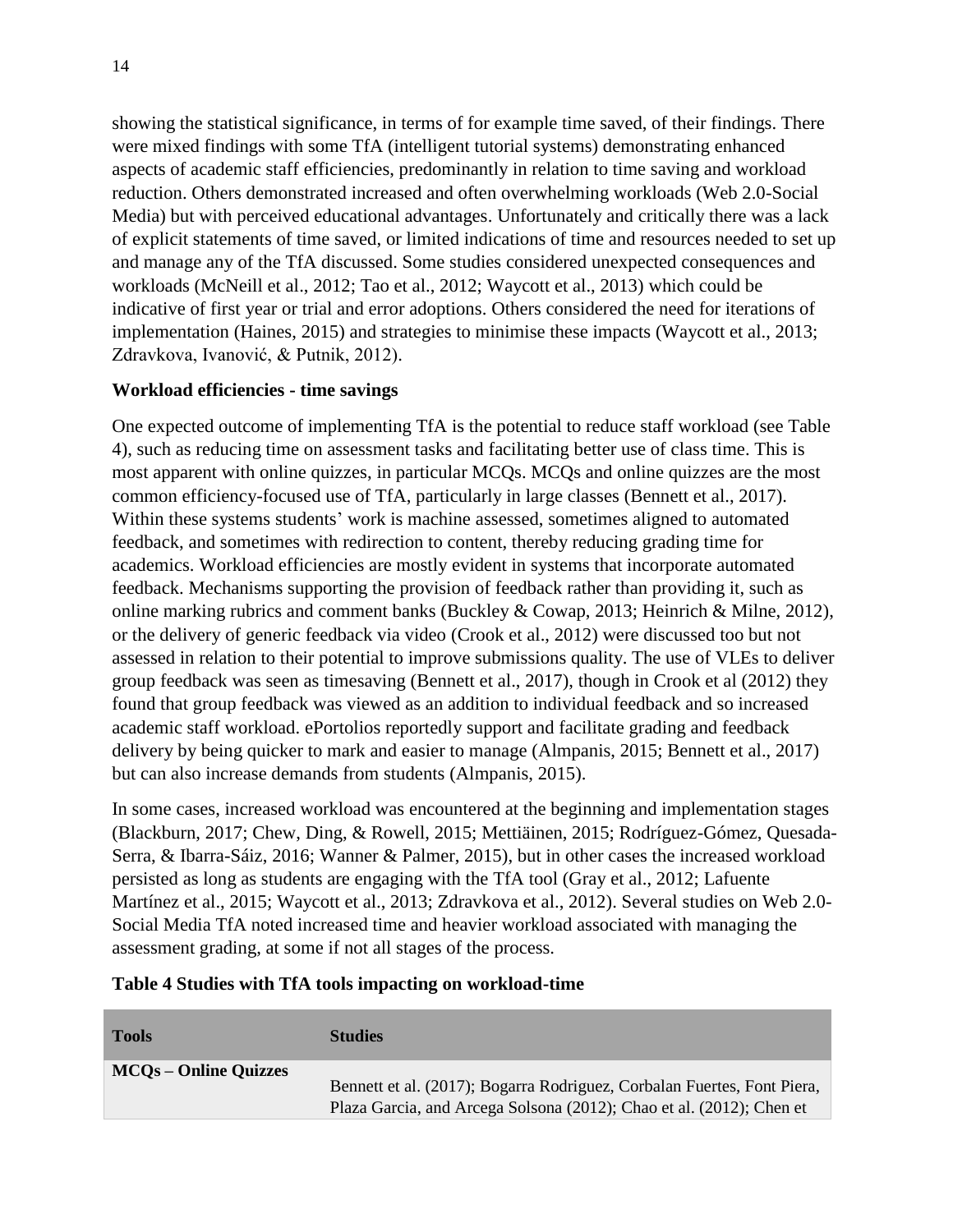showing the statistical significance, in terms of for example time saved, of their findings. There were mixed findings with some TfA (intelligent tutorial systems) demonstrating enhanced aspects of academic staff efficiencies, predominantly in relation to time saving and workload reduction. Others demonstrated increased and often overwhelming workloads (Web 2.0-Social Media) but with perceived educational advantages. Unfortunately and critically there was a lack of explicit statements of time saved, or limited indications of time and resources needed to set up and manage any of the TfA discussed. Some studies considered unexpected consequences and workloads (McNeill et al., 2012; Tao et al., 2012; Waycott et al., 2013) which could be indicative of first year or trial and error adoptions. Others considered the need for iterations of implementation (Haines, 2015) and strategies to minimise these impacts (Waycott et al., 2013; Zdravkova, Ivanović, & Putnik, 2012).

**Workload efficiencies - time savings**

One expected outcome of implementing TfA is the potential to reduce staff workload (see Table 4), such as reducing time on assessment tasks and facilitating better use of class time. This is most apparent with online quizzes, in particular MCQs. MCQs and online quizzes are the most common efficiency-focused use of TfA, particularly in large classes (Bennett et al., 2017). Within these systems students' work is machine assessed, sometimes aligned to automated feedback, and sometimes with redirection to content, thereby reducing grading time for academics. Workload efficiencies are mostly evident in systems that incorporate automated feedback. Mechanisms supporting the provision of feedback rather than providing it, such as online marking rubrics and comment banks (Buckley & Cowap, 2013; Heinrich & Milne, 2012), or the delivery of generic feedback via video (Crook et al., 2012) were discussed too but not assessed in relation to their potential to improve submissions quality. The use of VLEs to deliver group feedback was seen as timesaving (Bennett et al., 2017), though in Crook et al (2012) they found that group feedback was viewed as an addition to individual feedback and so increased academic staff workload. ePortolios reportedly support and facilitate grading and feedback delivery by being quicker to mark and easier to manage (Almpanis, 2015; Bennett et al., 2017) but can also increase demands from students (Almpanis, 2015).

In some cases, increased workload was encountered at the beginning and implementation stages (Blackburn, 2017; Chew, Ding, & Rowell, 2015; Mettiäinen, 2015; Rodríguez-Gómez, Quesada-Serra, & Ibarra-Sáiz, 2016; Wanner & Palmer, 2015), but in other cases the increased workload persisted as long as students are engaging with the TfA tool (Gray et al., 2012; Lafuente Martínez et al., 2015; Waycott et al., 2013; Zdravkova et al., 2012). Several studies on Web 2.0-Social Media TfA noted increased time and heavier workload associated with managing the assessment grading, at some if not all stages of the process.

**Table 4 Studies with TfA tools impacting on workload-time**

| Tools | Studies |
|---|---|
| **MCQs – Online Quizzes** | Bennett et al. (2017); Bogarra Rodriguez, Corbalan Fuertes, Font Piera, Plaza Garcia, and Arcega Solsona (2012); Chao et al. (2012); Chen et |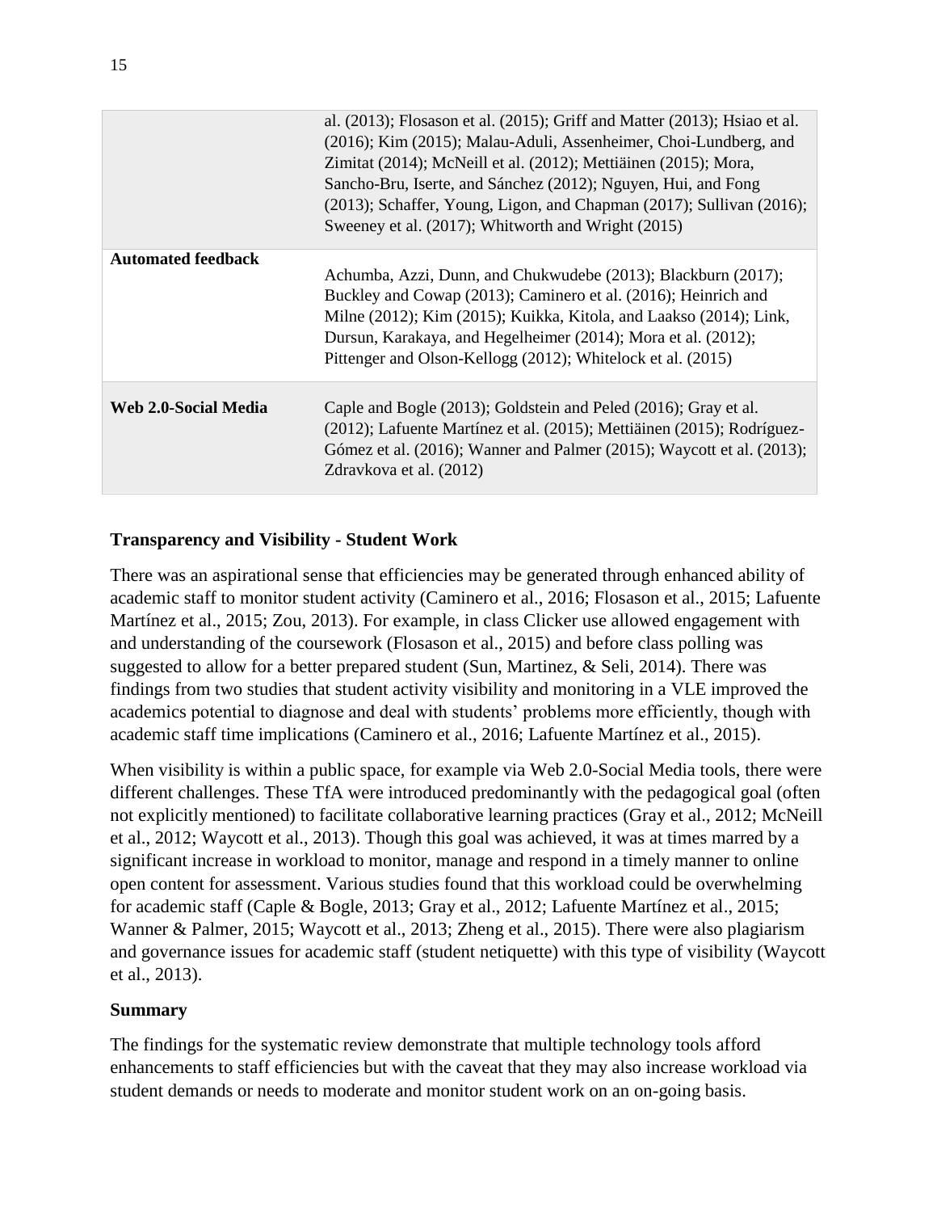|  |  |
| --- | --- |
|  | al. (2013); Flosason et al. (2015); Griff and Matter (2013); Hsiao et al. (2016); Kim (2015); Malau-Aduli, Assenheimer, Choi-Lundberg, and Zimitat (2014); McNeill et al. (2012); Mettiäinen (2015); Mora, Sancho-Bru, Iserte, and Sánchez (2012); Nguyen, Hui, and Fong (2013); Schaffer, Young, Ligon, and Chapman (2017); Sullivan (2016); Sweeney et al. (2017); Whitworth and Wright (2015) |
| **Automated feedback** | Achumba, Azzi, Dunn, and Chukwudebe (2013); Blackburn (2017); Buckley and Cowap (2013); Caminero et al. (2016); Heinrich and Milne (2012); Kim (2015); Kuikka, Kitola, and Laakso (2014); Link, Dursun, Karakaya, and Hegelheimer (2014); Mora et al. (2012); Pittenger and Olson-Kellogg (2012); Whitelock et al. (2015) |
| **Web 2.0-Social Media** | Caple and Bogle (2013); Goldstein and Peled (2016); Gray et al. (2012); Lafuente Martínez et al. (2015); Mettiäinen (2015); Rodríguez-Gómez et al. (2016); Wanner and Palmer (2015); Waycott et al. (2013); Zdravkova et al. (2012) |

**Transparency and Visibility - Student Work**

There was an aspirational sense that efficiencies may be generated through enhanced ability of academic staff to monitor student activity (Caminero et al., 2016; Flosason et al., 2015; Lafuente Martínez et al., 2015; Zou, 2013). For example, in class Clicker use allowed engagement with and understanding of the coursework (Flosason et al., 2015) and before class polling was suggested to allow for a better prepared student (Sun, Martinez, & Seli, 2014). There was findings from two studies that student activity visibility and monitoring in a VLE improved the academics potential to diagnose and deal with students' problems more efficiently, though with academic staff time implications (Caminero et al., 2016; Lafuente Martínez et al., 2015).

When visibility is within a public space, for example via Web 2.0-Social Media tools, there were different challenges. These TfA were introduced predominantly with the pedagogical goal (often not explicitly mentioned) to facilitate collaborative learning practices (Gray et al., 2012; McNeill et al., 2012; Waycott et al., 2013). Though this goal was achieved, it was at times marred by a significant increase in workload to monitor, manage and respond in a timely manner to online open content for assessment. Various studies found that this workload could be overwhelming for academic staff (Caple & Bogle, 2013; Gray et al., 2012; Lafuente Martínez et al., 2015; Wanner & Palmer, 2015; Waycott et al., 2013; Zheng et al., 2015). There were also plagiarism and governance issues for academic staff (student netiquette) with this type of visibility (Waycott et al., 2013).

**Summary**

The findings for the systematic review demonstrate that multiple technology tools afford enhancements to staff efficiencies but with the caveat that they may also increase workload via student demands or needs to moderate and monitor student work on an on-going basis.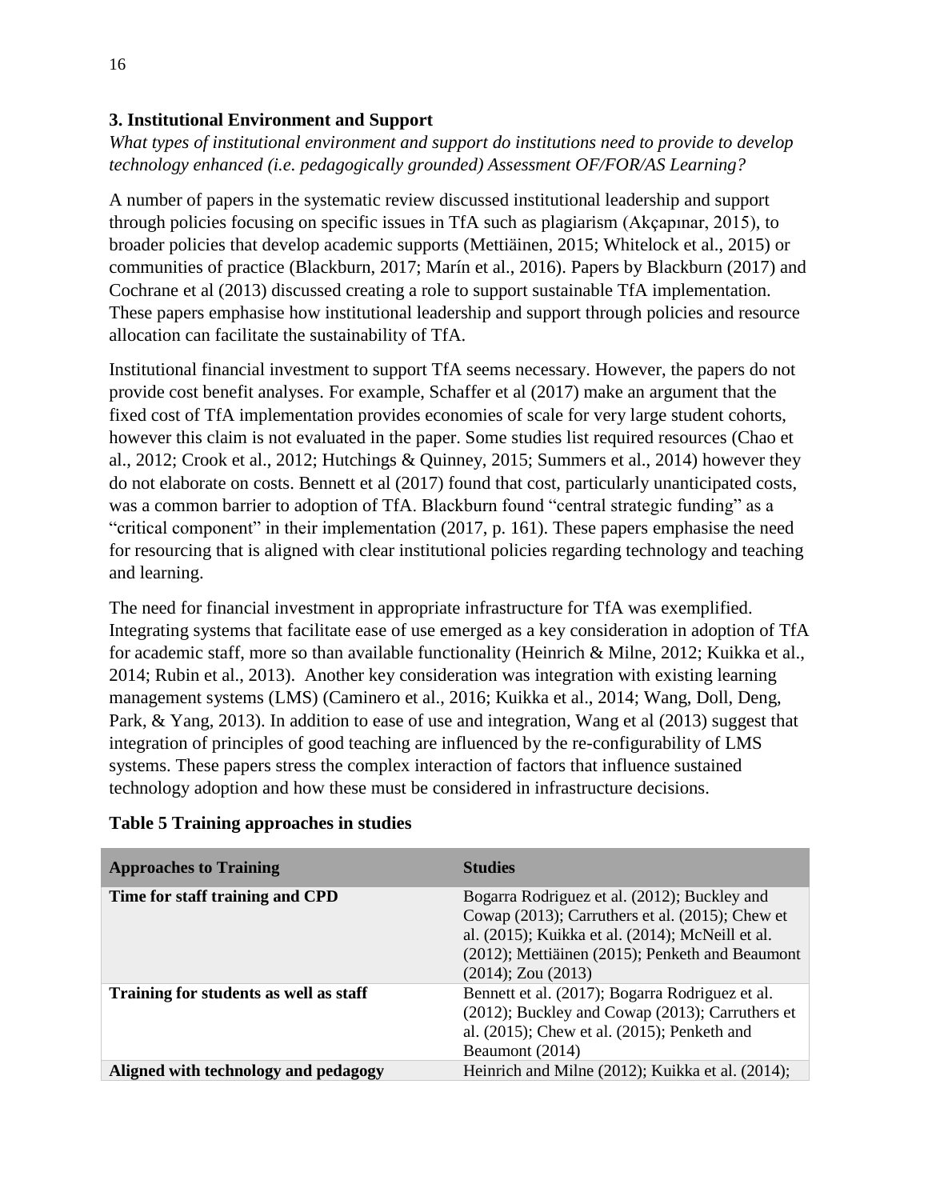### 3. Institutional Environment and Support

*What types of institutional environment and support do institutions need to provide to develop technology enhanced (i.e. pedagogically grounded) Assessment OF/FOR/AS Learning?*

A number of papers in the systematic review discussed institutional leadership and support through policies focusing on specific issues in TfA such as plagiarism (Akçapınar, 2015), to broader policies that develop academic supports (Mettiäinen, 2015; Whitelock et al., 2015) or communities of practice (Blackburn, 2017; Marín et al., 2016). Papers by Blackburn (2017) and Cochrane et al (2013) discussed creating a role to support sustainable TfA implementation. These papers emphasise how institutional leadership and support through policies and resource allocation can facilitate the sustainability of TfA.

Institutional financial investment to support TfA seems necessary. However, the papers do not provide cost benefit analyses. For example, Schaffer et al (2017) make an argument that the fixed cost of TfA implementation provides economies of scale for very large student cohorts, however this claim is not evaluated in the paper. Some studies list required resources (Chao et al., 2012; Crook et al., 2012; Hutchings & Quinney, 2015; Summers et al., 2014) however they do not elaborate on costs. Bennett et al (2017) found that cost, particularly unanticipated costs, was a common barrier to adoption of TfA. Blackburn found "central strategic funding" as a "critical component" in their implementation (2017, p. 161). These papers emphasise the need for resourcing that is aligned with clear institutional policies regarding technology and teaching and learning.

The need for financial investment in appropriate infrastructure for TfA was exemplified. Integrating systems that facilitate ease of use emerged as a key consideration in adoption of TfA for academic staff, more so than available functionality (Heinrich & Milne, 2012; Kuikka et al., 2014; Rubin et al., 2013). Another key consideration was integration with existing learning management systems (LMS) (Caminero et al., 2016; Kuikka et al., 2014; Wang, Doll, Deng, Park, & Yang, 2013). In addition to ease of use and integration, Wang et al (2013) suggest that integration of principles of good teaching are influenced by the re-configurability of LMS systems. These papers stress the complex interaction of factors that influence sustained technology adoption and how these must be considered in infrastructure decisions.

**Table 5 Training approaches in studies**

| Approaches to Training | Studies |
|---|---|
| **Time for staff training and CPD** | Bogarra Rodriguez et al. (2012); Buckley and Cowap (2013); Carruthers et al. (2015); Chew et al. (2015); Kuikka et al. (2014); McNeill et al. (2012); Mettiäinen (2015); Penketh and Beaumont (2014); Zou (2013) |
| **Training for students as well as staff** | Bennett et al. (2017); Bogarra Rodriguez et al. (2012); Buckley and Cowap (2013); Carruthers et al. (2015); Chew et al. (2015); Penketh and Beaumont (2014) |
| **Aligned with technology and pedagogy** | Heinrich and Milne (2012); Kuikka et al. (2014); |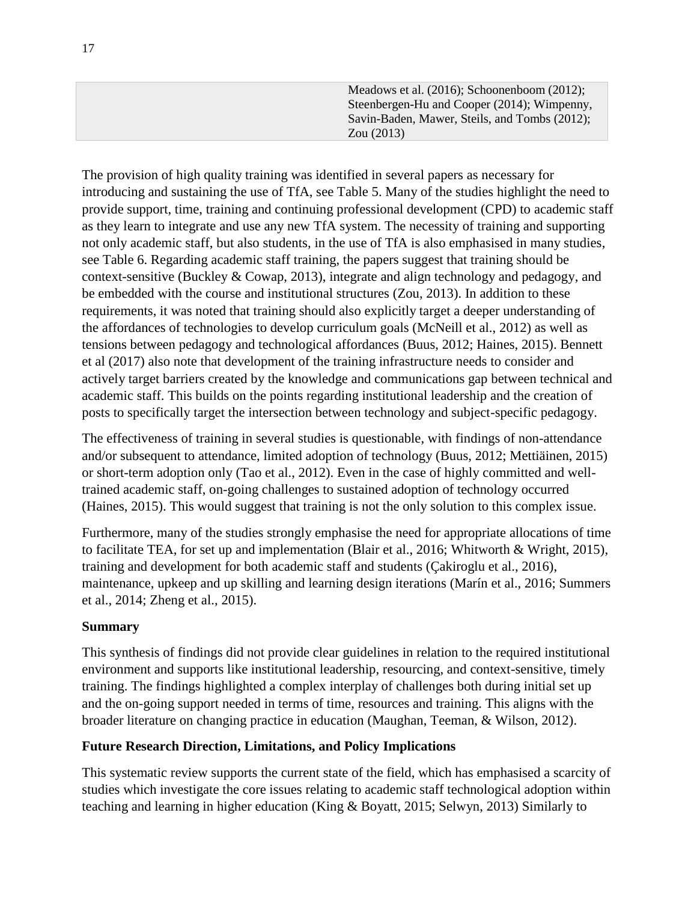| | |
|---|---|
| | Meadows et al. (2016); Schoonenboom (2012); Steenbergen-Hu and Cooper (2014); Wimpenny, Savin-Baden, Mawer, Steils, and Tombs (2012); Zou (2013) |

The provision of high quality training was identified in several papers as necessary for introducing and sustaining the use of TfA, see Table 5. Many of the studies highlight the need to provide support, time, training and continuing professional development (CPD) to academic staff as they learn to integrate and use any new TfA system. The necessity of training and supporting not only academic staff, but also students, in the use of TfA is also emphasised in many studies, see Table 6. Regarding academic staff training, the papers suggest that training should be context-sensitive (Buckley & Cowap, 2013), integrate and align technology and pedagogy, and be embedded with the course and institutional structures (Zou, 2013). In addition to these requirements, it was noted that training should also explicitly target a deeper understanding of the affordances of technologies to develop curriculum goals (McNeill et al., 2012) as well as tensions between pedagogy and technological affordances (Buus, 2012; Haines, 2015). Bennett et al (2017) also note that development of the training infrastructure needs to consider and actively target barriers created by the knowledge and communications gap between technical and academic staff. This builds on the points regarding institutional leadership and the creation of posts to specifically target the intersection between technology and subject-specific pedagogy.

The effectiveness of training in several studies is questionable, with findings of non-attendance and/or subsequent to attendance, limited adoption of technology (Buus, 2012; Mettiäinen, 2015) or short-term adoption only (Tao et al., 2012). Even in the case of highly committed and well-trained academic staff, on-going challenges to sustained adoption of technology occurred (Haines, 2015). This would suggest that training is not the only solution to this complex issue.

Furthermore, many of the studies strongly emphasise the need for appropriate allocations of time to facilitate TEA, for set up and implementation (Blair et al., 2016; Whitworth & Wright, 2015), training and development for both academic staff and students (Çakiroglu et al., 2016), maintenance, upkeep and up skilling and learning design iterations (Marín et al., 2016; Summers et al., 2014; Zheng et al., 2015).

**Summary**

This synthesis of findings did not provide clear guidelines in relation to the required institutional environment and supports like institutional leadership, resourcing, and context-sensitive, timely training. The findings highlighted a complex interplay of challenges both during initial set up and the on-going support needed in terms of time, resources and training. This aligns with the broader literature on changing practice in education (Maughan, Teeman, & Wilson, 2012).

**Future Research Direction, Limitations, and Policy Implications**

This systematic review supports the current state of the field, which has emphasised a scarcity of studies which investigate the core issues relating to academic staff technological adoption within teaching and learning in higher education (King & Boyatt, 2015; Selwyn, 2013) Similarly to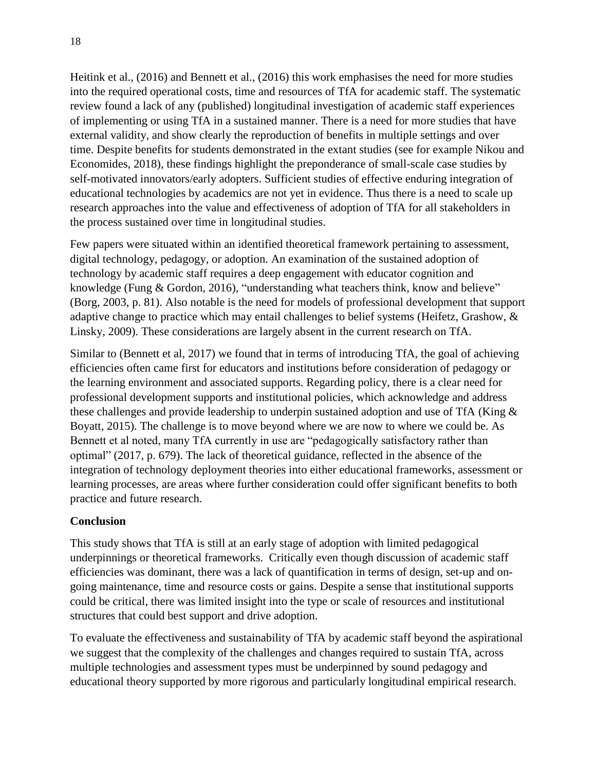Heitink et al., (2016) and Bennett et al., (2016) this work emphasises the need for more studies into the required operational costs, time and resources of TfA for academic staff. The systematic review found a lack of any (published) longitudinal investigation of academic staff experiences of implementing or using TfA in a sustained manner. There is a need for more studies that have external validity, and show clearly the reproduction of benefits in multiple settings and over time. Despite benefits for students demonstrated in the extant studies (see for example Nikou and Economides, 2018), these findings highlight the preponderance of small-scale case studies by self-motivated innovators/early adopters. Sufficient studies of effective enduring integration of educational technologies by academics are not yet in evidence. Thus there is a need to scale up research approaches into the value and effectiveness of adoption of TfA for all stakeholders in the process sustained over time in longitudinal studies.

Few papers were situated within an identified theoretical framework pertaining to assessment, digital technology, pedagogy, or adoption. An examination of the sustained adoption of technology by academic staff requires a deep engagement with educator cognition and knowledge (Fung & Gordon, 2016), "understanding what teachers think, know and believe" (Borg, 2003, p. 81). Also notable is the need for models of professional development that support adaptive change to practice which may entail challenges to belief systems (Heifetz, Grashow, & Linsky, 2009). These considerations are largely absent in the current research on TfA.

Similar to (Bennett et al, 2017) we found that in terms of introducing TfA, the goal of achieving efficiencies often came first for educators and institutions before consideration of pedagogy or the learning environment and associated supports. Regarding policy, there is a clear need for professional development supports and institutional policies, which acknowledge and address these challenges and provide leadership to underpin sustained adoption and use of TfA (King & Boyatt, 2015). The challenge is to move beyond where we are now to where we could be. As Bennett et al noted, many TfA currently in use are "pedagogically satisfactory rather than optimal" (2017, p. 679). The lack of theoretical guidance, reflected in the absence of the integration of technology deployment theories into either educational frameworks, assessment or learning processes, are areas where further consideration could offer significant benefits to both practice and future research.

## Conclusion

This study shows that TfA is still at an early stage of adoption with limited pedagogical underpinnings or theoretical frameworks. Critically even though discussion of academic staff efficiencies was dominant, there was a lack of quantification in terms of design, set-up and on-going maintenance, time and resource costs or gains. Despite a sense that institutional supports could be critical, there was limited insight into the type or scale of resources and institutional structures that could best support and drive adoption.

To evaluate the effectiveness and sustainability of TfA by academic staff beyond the aspirational we suggest that the complexity of the challenges and changes required to sustain TfA, across multiple technologies and assessment types must be underpinned by sound pedagogy and educational theory supported by more rigorous and particularly longitudinal empirical research.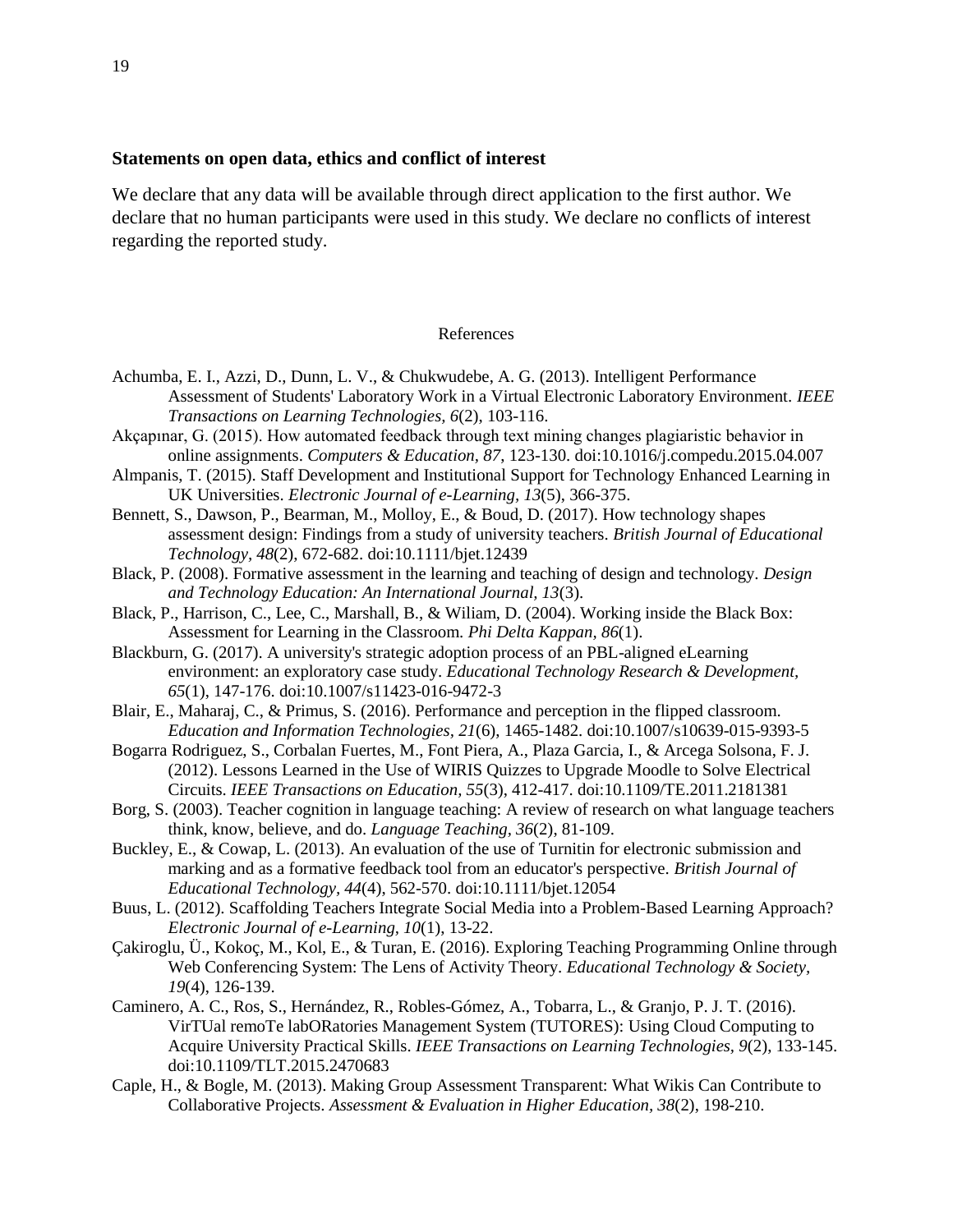**Statements on open data, ethics and conflict of interest**

We declare that any data will be available through direct application to the first author. We declare that no human participants were used in this study. We declare no conflicts of interest regarding the reported study.

# References

Achumba, E. I., Azzi, D., Dunn, L. V., & Chukwudebe, A. G. (2013). Intelligent Performance Assessment of Students' Laboratory Work in a Virtual Electronic Laboratory Environment. *IEEE Transactions on Learning Technologies, 6*(2), 103-116.

Akçapınar, G. (2015). How automated feedback through text mining changes plagiaristic behavior in online assignments. *Computers & Education, 87*, 123-130. doi:10.1016/j.compedu.2015.04.007

Almpanis, T. (2015). Staff Development and Institutional Support for Technology Enhanced Learning in UK Universities. *Electronic Journal of e-Learning, 13*(5), 366-375.

Bennett, S., Dawson, P., Bearman, M., Molloy, E., & Boud, D. (2017). How technology shapes assessment design: Findings from a study of university teachers. *British Journal of Educational Technology, 48*(2), 672-682. doi:10.1111/bjet.12439

Black, P. (2008). Formative assessment in the learning and teaching of design and technology. *Design and Technology Education: An International Journal, 13*(3).

Black, P., Harrison, C., Lee, C., Marshall, B., & Wiliam, D. (2004). Working inside the Black Box: Assessment for Learning in the Classroom. *Phi Delta Kappan, 86*(1).

Blackburn, G. (2017). A university's strategic adoption process of an PBL-aligned eLearning environment: an exploratory case study. *Educational Technology Research & Development, 65*(1), 147-176. doi:10.1007/s11423-016-9472-3

Blair, E., Maharaj, C., & Primus, S. (2016). Performance and perception in the flipped classroom. *Education and Information Technologies, 21*(6), 1465-1482. doi:10.1007/s10639-015-9393-5

Bogarra Rodriguez, S., Corbalan Fuertes, M., Font Piera, A., Plaza Garcia, I., & Arcega Solsona, F. J. (2012). Lessons Learned in the Use of WIRIS Quizzes to Upgrade Moodle to Solve Electrical Circuits. *IEEE Transactions on Education, 55*(3), 412-417. doi:10.1109/TE.2011.2181381

Borg, S. (2003). Teacher cognition in language teaching: A review of research on what language teachers think, know, believe, and do. *Language Teaching, 36*(2), 81-109.

Buckley, E., & Cowap, L. (2013). An evaluation of the use of Turnitin for electronic submission and marking and as a formative feedback tool from an educator's perspective. *British Journal of Educational Technology, 44*(4), 562-570. doi:10.1111/bjet.12054

Buus, L. (2012). Scaffolding Teachers Integrate Social Media into a Problem-Based Learning Approach? *Electronic Journal of e-Learning, 10*(1), 13-22.

Çakiroglu, Ü., Kokoç, M., Kol, E., & Turan, E. (2016). Exploring Teaching Programming Online through Web Conferencing System: The Lens of Activity Theory. *Educational Technology & Society, 19*(4), 126-139.

Caminero, A. C., Ros, S., Hernández, R., Robles-Gómez, A., Tobarra, L., & Granjo, P. J. T. (2016). VirTUal remoTe labORatories Management System (TUTORES): Using Cloud Computing to Acquire University Practical Skills. *IEEE Transactions on Learning Technologies, 9*(2), 133-145. doi:10.1109/TLT.2015.2470683

Caple, H., & Bogle, M. (2013). Making Group Assessment Transparent: What Wikis Can Contribute to Collaborative Projects. *Assessment & Evaluation in Higher Education, 38*(2), 198-210.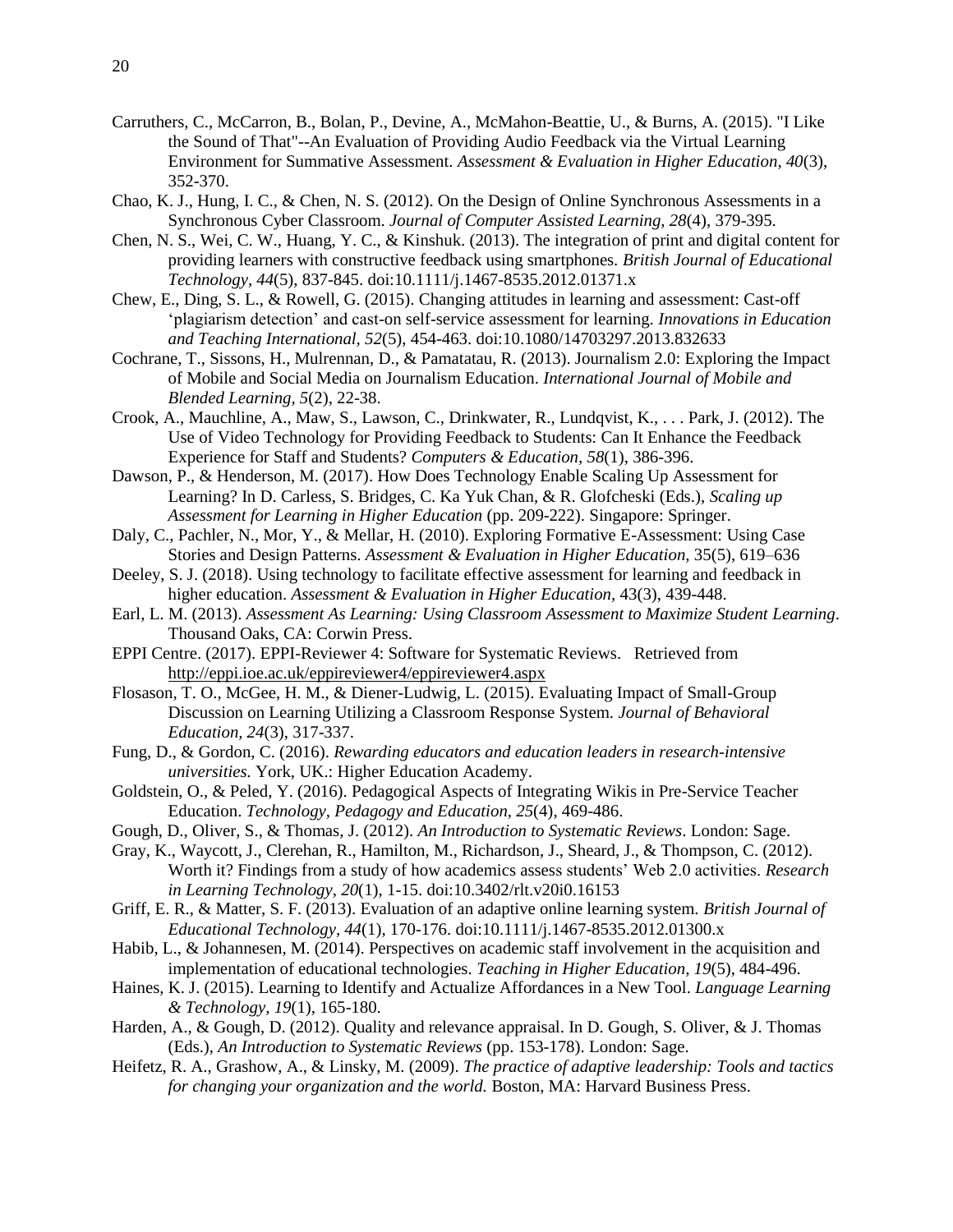Carruthers, C., McCarron, B., Bolan, P., Devine, A., McMahon-Beattie, U., & Burns, A. (2015). "I Like the Sound of That"--An Evaluation of Providing Audio Feedback via the Virtual Learning Environment for Summative Assessment. *Assessment & Evaluation in Higher Education, 40*(3), 352-370.

Chao, K. J., Hung, I. C., & Chen, N. S. (2012). On the Design of Online Synchronous Assessments in a Synchronous Cyber Classroom. *Journal of Computer Assisted Learning, 28*(4), 379-395.

Chen, N. S., Wei, C. W., Huang, Y. C., & Kinshuk. (2013). The integration of print and digital content for providing learners with constructive feedback using smartphones. *British Journal of Educational Technology, 44*(5), 837-845. doi:10.1111/j.1467-8535.2012.01371.x

Chew, E., Ding, S. L., & Rowell, G. (2015). Changing attitudes in learning and assessment: Cast-off 'plagiarism detection' and cast-on self-service assessment for learning. *Innovations in Education and Teaching International, 52*(5), 454-463. doi:10.1080/14703297.2013.832633

Cochrane, T., Sissons, H., Mulrennan, D., & Pamatatau, R. (2013). Journalism 2.0: Exploring the Impact of Mobile and Social Media on Journalism Education. *International Journal of Mobile and Blended Learning, 5*(2), 22-38.

Crook, A., Mauchline, A., Maw, S., Lawson, C., Drinkwater, R., Lundqvist, K., . . . Park, J. (2012). The Use of Video Technology for Providing Feedback to Students: Can It Enhance the Feedback Experience for Staff and Students? *Computers & Education, 58*(1), 386-396.

Dawson, P., & Henderson, M. (2017). How Does Technology Enable Scaling Up Assessment for Learning? In D. Carless, S. Bridges, C. Ka Yuk Chan, & R. Glofcheski (Eds.), *Scaling up Assessment for Learning in Higher Education* (pp. 209-222). Singapore: Springer.

Daly, C., Pachler, N., Mor, Y., & Mellar, H. (2010). Exploring Formative E-Assessment: Using Case Stories and Design Patterns. *Assessment & Evaluation in Higher Education*, 35(5), 619–636

Deeley, S. J. (2018). Using technology to facilitate effective assessment for learning and feedback in higher education. *Assessment & Evaluation in Higher Education,* 43(3), 439-448.

Earl, L. M. (2013). *Assessment As Learning: Using Classroom Assessment to Maximize Student Learning*. Thousand Oaks, CA: Corwin Press.

EPPI Centre. (2017). EPPI-Reviewer 4: Software for Systematic Reviews. Retrieved from http://eppi.ioe.ac.uk/eppireviewer4/eppireviewer4.aspx

Flosason, T. O., McGee, H. M., & Diener-Ludwig, L. (2015). Evaluating Impact of Small-Group Discussion on Learning Utilizing a Classroom Response System. *Journal of Behavioral Education, 24*(3), 317-337.

Fung, D., & Gordon, C. (2016). *Rewarding educators and education leaders in research-intensive universities.* York, UK.: Higher Education Academy.

Goldstein, O., & Peled, Y. (2016). Pedagogical Aspects of Integrating Wikis in Pre-Service Teacher Education. *Technology, Pedagogy and Education, 25*(4), 469-486.

Gough, D., Oliver, S., & Thomas, J. (2012). *An Introduction to Systematic Reviews*. London: Sage.

Gray, K., Waycott, J., Clerehan, R., Hamilton, M., Richardson, J., Sheard, J., & Thompson, C. (2012). Worth it? Findings from a study of how academics assess students' Web 2.0 activities. *Research in Learning Technology, 20*(1), 1-15. doi:10.3402/rlt.v20i0.16153

Griff, E. R., & Matter, S. F. (2013). Evaluation of an adaptive online learning system. *British Journal of Educational Technology, 44*(1), 170-176. doi:10.1111/j.1467-8535.2012.01300.x

Habib, L., & Johannesen, M. (2014). Perspectives on academic staff involvement in the acquisition and implementation of educational technologies. *Teaching in Higher Education, 19*(5), 484-496.

Haines, K. J. (2015). Learning to Identify and Actualize Affordances in a New Tool. *Language Learning & Technology, 19*(1), 165-180.

Harden, A., & Gough, D. (2012). Quality and relevance appraisal. In D. Gough, S. Oliver, & J. Thomas (Eds.), *An Introduction to Systematic Reviews* (pp. 153-178). London: Sage.

Heifetz, R. A., Grashow, A., & Linsky, M. (2009). *The practice of adaptive leadership: Tools and tactics for changing your organization and the world.* Boston, MA: Harvard Business Press.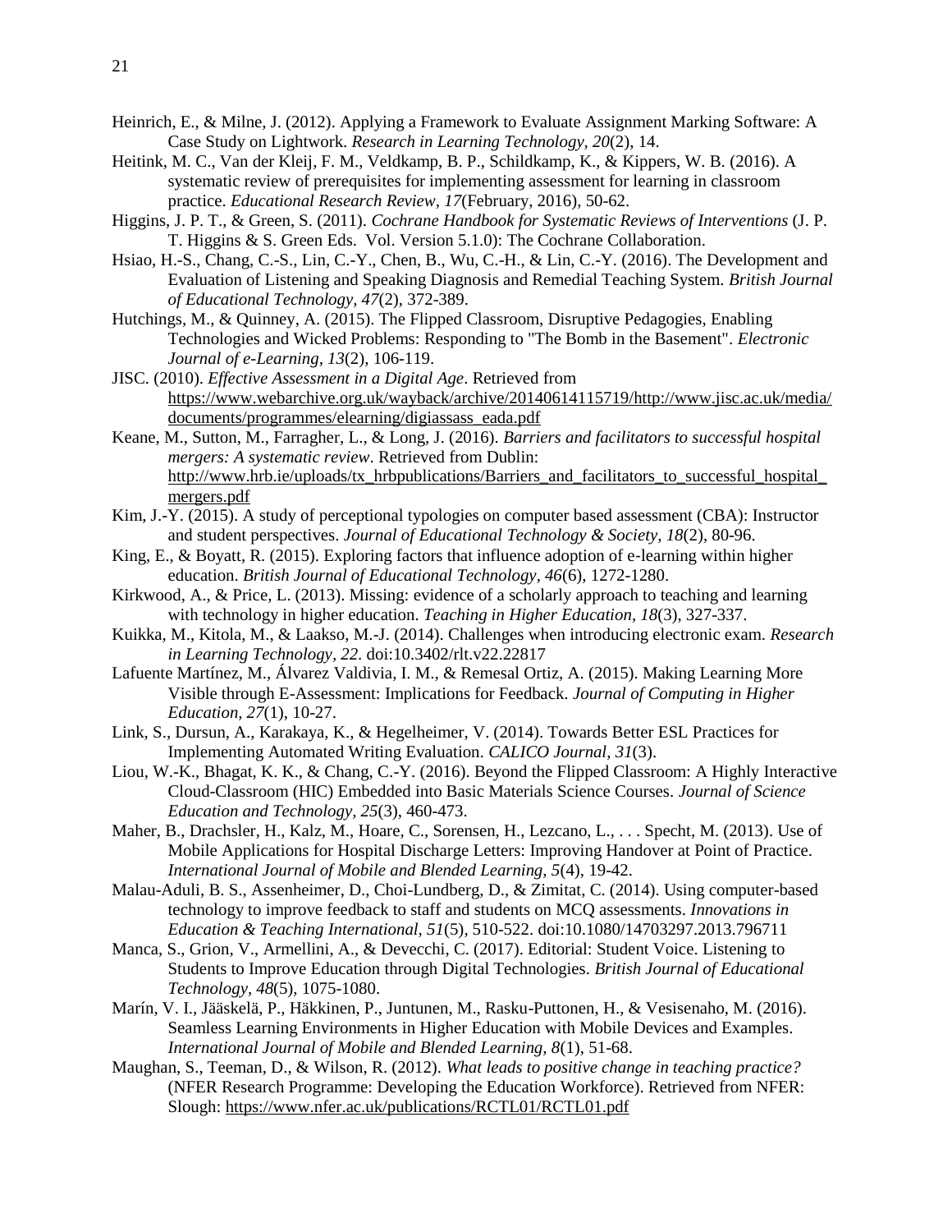Heinrich, E., & Milne, J. (2012). Applying a Framework to Evaluate Assignment Marking Software: A Case Study on Lightwork. *Research in Learning Technology, 20*(2), 14.

Heitink, M. C., Van der Kleij, F. M., Veldkamp, B. P., Schildkamp, K., & Kippers, W. B. (2016). A systematic review of prerequisites for implementing assessment for learning in classroom practice. *Educational Research Review, 17*(February, 2016), 50-62.

Higgins, J. P. T., & Green, S. (2011). *Cochrane Handbook for Systematic Reviews of Interventions* (J. P. T. Higgins & S. Green Eds. Vol. Version 5.1.0): The Cochrane Collaboration.

Hsiao, H.-S., Chang, C.-S., Lin, C.-Y., Chen, B., Wu, C.-H., & Lin, C.-Y. (2016). The Development and Evaluation of Listening and Speaking Diagnosis and Remedial Teaching System. *British Journal of Educational Technology, 47*(2), 372-389.

Hutchings, M., & Quinney, A. (2015). The Flipped Classroom, Disruptive Pedagogies, Enabling Technologies and Wicked Problems: Responding to "The Bomb in the Basement". *Electronic Journal of e-Learning, 13*(2), 106-119.

JISC. (2010). *Effective Assessment in a Digital Age*. Retrieved from https://www.webarchive.org.uk/wayback/archive/20140614115719/http://www.jisc.ac.uk/media/documents/programmes/elearning/digiassass_eada.pdf

Keane, M., Sutton, M., Farragher, L., & Long, J. (2016). *Barriers and facilitators to successful hospital mergers: A systematic review*. Retrieved from Dublin: http://www.hrb.ie/uploads/tx_hrbpublications/Barriers_and_facilitators_to_successful_hospital_mergers.pdf

Kim, J.-Y. (2015). A study of perceptional typologies on computer based assessment (CBA): Instructor and student perspectives. *Journal of Educational Technology & Society, 18*(2), 80-96.

King, E., & Boyatt, R. (2015). Exploring factors that influence adoption of e-learning within higher education. *British Journal of Educational Technology, 46*(6), 1272-1280.

Kirkwood, A., & Price, L. (2013). Missing: evidence of a scholarly approach to teaching and learning with technology in higher education. *Teaching in Higher Education, 18*(3), 327-337.

Kuikka, M., Kitola, M., & Laakso, M.-J. (2014). Challenges when introducing electronic exam. *Research in Learning Technology, 22*. doi:10.3402/rlt.v22.22817

Lafuente Martínez, M., Álvarez Valdivia, I. M., & Remesal Ortiz, A. (2015). Making Learning More Visible through E-Assessment: Implications for Feedback. *Journal of Computing in Higher Education, 27*(1), 10-27.

Link, S., Dursun, A., Karakaya, K., & Hegelheimer, V. (2014). Towards Better ESL Practices for Implementing Automated Writing Evaluation. *CALICO Journal, 31*(3).

Liou, W.-K., Bhagat, K. K., & Chang, C.-Y. (2016). Beyond the Flipped Classroom: A Highly Interactive Cloud-Classroom (HIC) Embedded into Basic Materials Science Courses. *Journal of Science Education and Technology, 25*(3), 460-473.

Maher, B., Drachsler, H., Kalz, M., Hoare, C., Sorensen, H., Lezcano, L., . . . Specht, M. (2013). Use of Mobile Applications for Hospital Discharge Letters: Improving Handover at Point of Practice. *International Journal of Mobile and Blended Learning, 5*(4), 19-42.

Malau-Aduli, B. S., Assenheimer, D., Choi-Lundberg, D., & Zimitat, C. (2014). Using computer-based technology to improve feedback to staff and students on MCQ assessments. *Innovations in Education & Teaching International, 51*(5), 510-522. doi:10.1080/14703297.2013.796711

Manca, S., Grion, V., Armellini, A., & Devecchi, C. (2017). Editorial: Student Voice. Listening to Students to Improve Education through Digital Technologies. *British Journal of Educational Technology, 48*(5), 1075-1080.

Marín, V. I., Jääskelä, P., Häkkinen, P., Juntunen, M., Rasku-Puttonen, H., & Vesisenaho, M. (2016). Seamless Learning Environments in Higher Education with Mobile Devices and Examples. *International Journal of Mobile and Blended Learning, 8*(1), 51-68.

Maughan, S., Teeman, D., & Wilson, R. (2012). *What leads to positive change in teaching practice?* (NFER Research Programme: Developing the Education Workforce). Retrieved from NFER: Slough: https://www.nfer.ac.uk/publications/RCTL01/RCTL01.pdf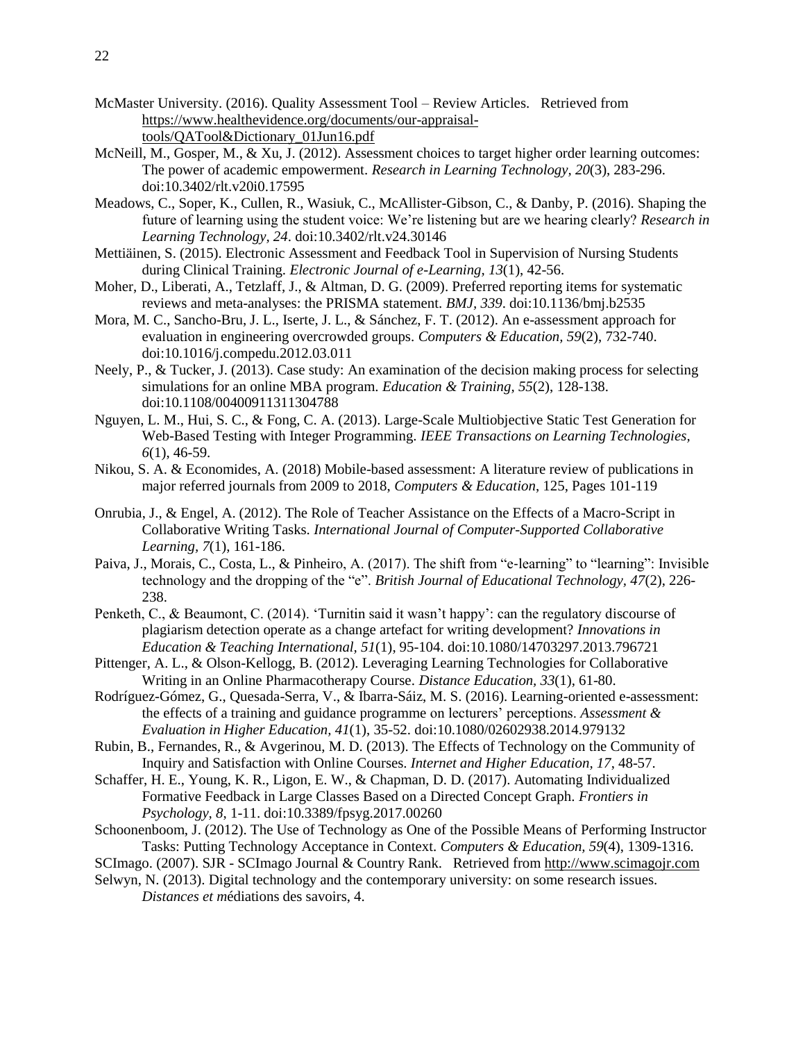McMaster University. (2016). Quality Assessment Tool – Review Articles. Retrieved from https://www.healthevidence.org/documents/our-appraisal-tools/QATool&Dictionary_01Jun16.pdf

McNeill, M., Gosper, M., & Xu, J. (2012). Assessment choices to target higher order learning outcomes: The power of academic empowerment. *Research in Learning Technology, 20*(3), 283-296. doi:10.3402/rlt.v20i0.17595

Meadows, C., Soper, K., Cullen, R., Wasiuk, C., McAllister-Gibson, C., & Danby, P. (2016). Shaping the future of learning using the student voice: We're listening but are we hearing clearly? *Research in Learning Technology, 24*. doi:10.3402/rlt.v24.30146

Mettiäinen, S. (2015). Electronic Assessment and Feedback Tool in Supervision of Nursing Students during Clinical Training. *Electronic Journal of e-Learning, 13*(1), 42-56.

Moher, D., Liberati, A., Tetzlaff, J., & Altman, D. G. (2009). Preferred reporting items for systematic reviews and meta-analyses: the PRISMA statement. *BMJ, 339*. doi:10.1136/bmj.b2535

Mora, M. C., Sancho-Bru, J. L., Iserte, J. L., & Sánchez, F. T. (2012). An e-assessment approach for evaluation in engineering overcrowded groups. *Computers & Education, 59*(2), 732-740. doi:10.1016/j.compedu.2012.03.011

Neely, P., & Tucker, J. (2013). Case study: An examination of the decision making process for selecting simulations for an online MBA program. *Education & Training, 55*(2), 128-138. doi:10.1108/00400911311304788

Nguyen, L. M., Hui, S. C., & Fong, C. A. (2013). Large-Scale Multiobjective Static Test Generation for Web-Based Testing with Integer Programming. *IEEE Transactions on Learning Technologies, 6*(1), 46-59.

Nikou, S. A. & Economides, A. (2018) Mobile-based assessment: A literature review of publications in major referred journals from 2009 to 2018, *Computers & Education*, 125, Pages 101-119

Onrubia, J., & Engel, A. (2012). The Role of Teacher Assistance on the Effects of a Macro-Script in Collaborative Writing Tasks. *International Journal of Computer-Supported Collaborative Learning, 7*(1), 161-186.

Paiva, J., Morais, C., Costa, L., & Pinheiro, A. (2017). The shift from "e-learning" to "learning": Invisible technology and the dropping of the "e". *British Journal of Educational Technology, 47*(2), 226-238.

Penketh, C., & Beaumont, C. (2014). 'Turnitin said it wasn't happy': can the regulatory discourse of plagiarism detection operate as a change artefact for writing development? *Innovations in Education & Teaching International, 51*(1), 95-104. doi:10.1080/14703297.2013.796721

Pittenger, A. L., & Olson-Kellogg, B. (2012). Leveraging Learning Technologies for Collaborative Writing in an Online Pharmacotherapy Course. *Distance Education, 33*(1), 61-80.

Rodríguez-Gómez, G., Quesada-Serra, V., & Ibarra-Sáiz, M. S. (2016). Learning-oriented e-assessment: the effects of a training and guidance programme on lecturers' perceptions. *Assessment & Evaluation in Higher Education, 41*(1), 35-52. doi:10.1080/02602938.2014.979132

Rubin, B., Fernandes, R., & Avgerinou, M. D. (2013). The Effects of Technology on the Community of Inquiry and Satisfaction with Online Courses. *Internet and Higher Education, 17*, 48-57.

Schaffer, H. E., Young, K. R., Ligon, E. W., & Chapman, D. D. (2017). Automating Individualized Formative Feedback in Large Classes Based on a Directed Concept Graph. *Frontiers in Psychology, 8*, 1-11. doi:10.3389/fpsyg.2017.00260

Schoonenboom, J. (2012). The Use of Technology as One of the Possible Means of Performing Instructor Tasks: Putting Technology Acceptance in Context. *Computers & Education, 59*(4), 1309-1316.

SCImago. (2007). SJR - SCImago Journal & Country Rank. Retrieved from http://www.scimagojr.com

Selwyn, N. (2013). Digital technology and the contemporary university: on some research issues. *Distances et médiations des savoirs*, 4.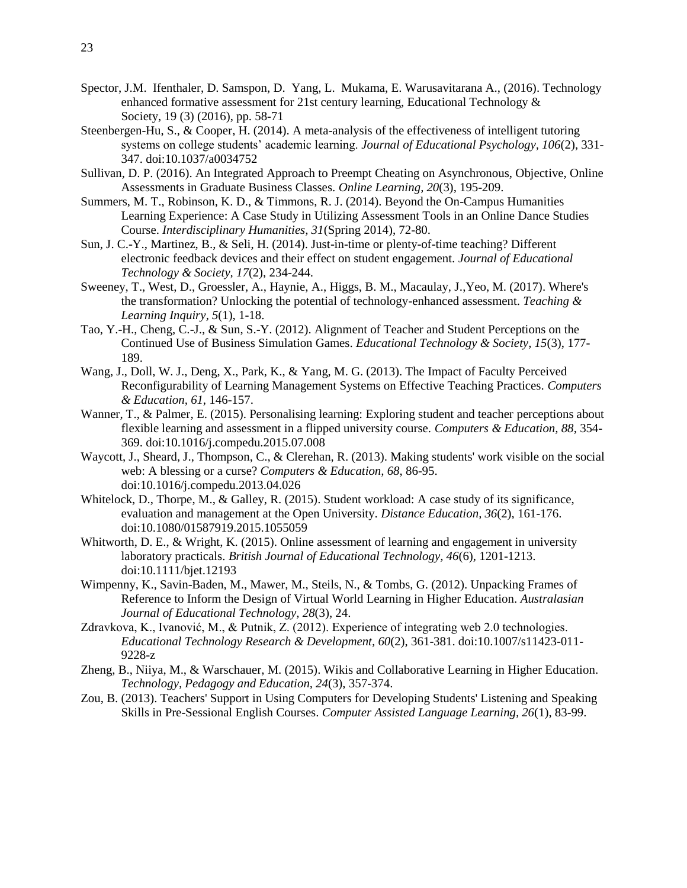Spector, J.M.  Ifenthaler, D. Samspon, D.  Yang, L.  Mukama, E. Warusavitarana A., (2016). Technology enhanced formative assessment for 21st century learning, Educational Technology & Society, 19 (3) (2016), pp. 58-71

Steenbergen-Hu, S., & Cooper, H. (2014). A meta-analysis of the effectiveness of intelligent tutoring systems on college students' academic learning. *Journal of Educational Psychology*, *106*(2), 331-347. doi:10.1037/a0034752

Sullivan, D. P. (2016). An Integrated Approach to Preempt Cheating on Asynchronous, Objective, Online Assessments in Graduate Business Classes. *Online Learning, 20*(3), 195-209.

Summers, M. T., Robinson, K. D., & Timmons, R. J. (2014). Beyond the On-Campus Humanities Learning Experience: A Case Study in Utilizing Assessment Tools in an Online Dance Studies Course. *Interdisciplinary Humanities, 31*(Spring 2014), 72-80.

Sun, J. C.-Y., Martinez, B., & Seli, H. (2014). Just-in-time or plenty-of-time teaching? Different electronic feedback devices and their effect on student engagement. *Journal of Educational Technology & Society, 17*(2), 234-244.

Sweeney, T., West, D., Groessler, A., Haynie, A., Higgs, B. M., Macaulay, J.,Yeo, M. (2017). Where's the transformation? Unlocking the potential of technology-enhanced assessment. *Teaching & Learning Inquiry, 5*(1), 1-18.

Tao, Y.-H., Cheng, C.-J., & Sun, S.-Y. (2012). Alignment of Teacher and Student Perceptions on the Continued Use of Business Simulation Games. *Educational Technology & Society, 15*(3), 177-189.

Wang, J., Doll, W. J., Deng, X., Park, K., & Yang, M. G. (2013). The Impact of Faculty Perceived Reconfigurability of Learning Management Systems on Effective Teaching Practices. *Computers & Education, 61*, 146-157.

Wanner, T., & Palmer, E. (2015). Personalising learning: Exploring student and teacher perceptions about flexible learning and assessment in a flipped university course. *Computers & Education, 88*, 354-369. doi:10.1016/j.compedu.2015.07.008

Waycott, J., Sheard, J., Thompson, C., & Clerehan, R. (2013). Making students' work visible on the social web: A blessing or a curse? *Computers & Education, 68*, 86-95. doi:10.1016/j.compedu.2013.04.026

Whitelock, D., Thorpe, M., & Galley, R. (2015). Student workload: A case study of its significance, evaluation and management at the Open University. *Distance Education, 36*(2), 161-176. doi:10.1080/01587919.2015.1055059

Whitworth, D. E., & Wright, K. (2015). Online assessment of learning and engagement in university laboratory practicals. *British Journal of Educational Technology, 46*(6), 1201-1213. doi:10.1111/bjet.12193

Wimpenny, K., Savin-Baden, M., Mawer, M., Steils, N., & Tombs, G. (2012). Unpacking Frames of Reference to Inform the Design of Virtual World Learning in Higher Education. *Australasian Journal of Educational Technology, 28*(3), 24.

Zdravkova, K., Ivanović, M., & Putnik, Z. (2012). Experience of integrating web 2.0 technologies. *Educational Technology Research & Development, 60*(2), 361-381. doi:10.1007/s11423-011-9228-z

Zheng, B., Niiya, M., & Warschauer, M. (2015). Wikis and Collaborative Learning in Higher Education. *Technology, Pedagogy and Education, 24*(3), 357-374.

Zou, B. (2013). Teachers' Support in Using Computers for Developing Students' Listening and Speaking Skills in Pre-Sessional English Courses. *Computer Assisted Language Learning, 26*(1), 83-99.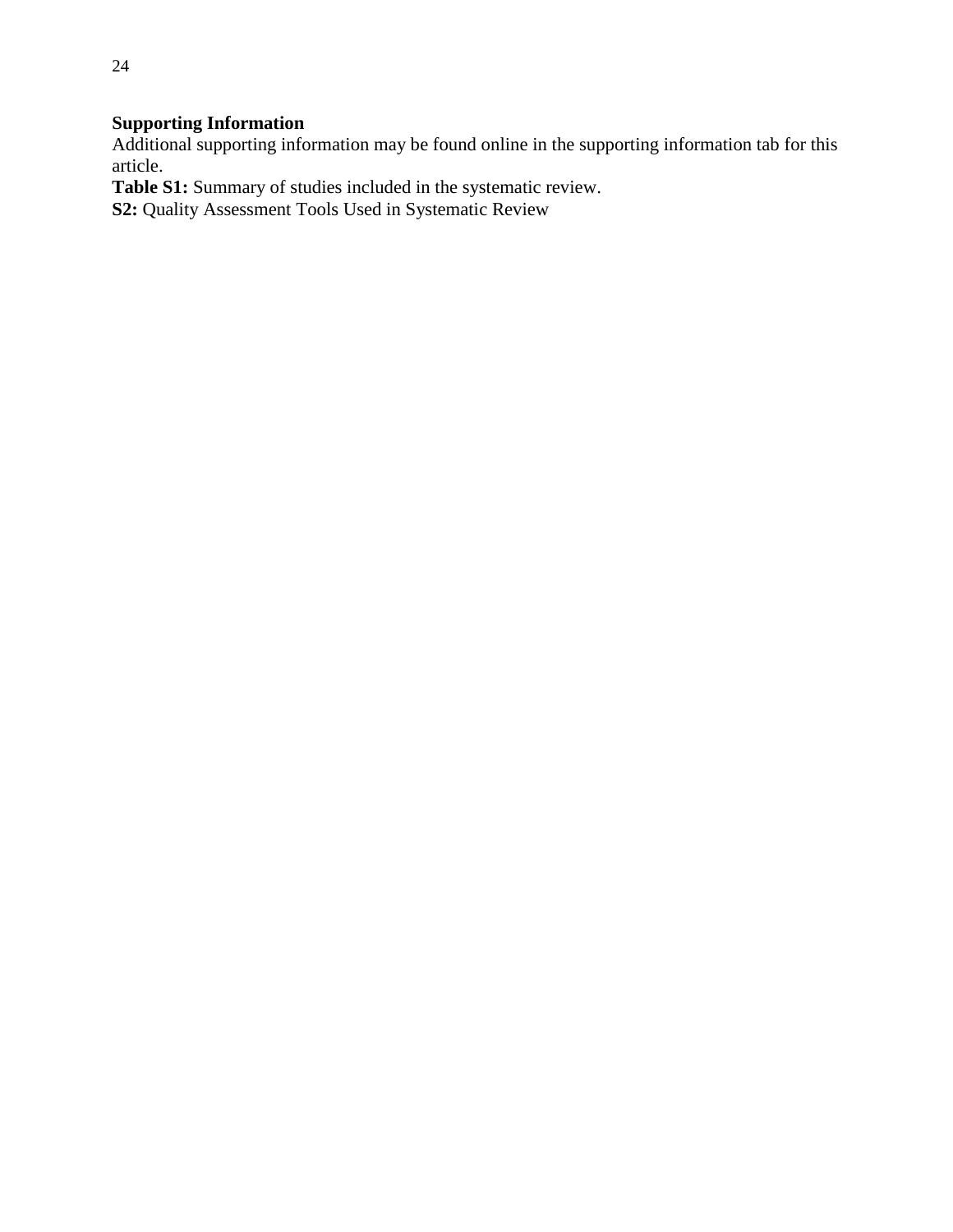## Supporting Information

Additional supporting information may be found online in the supporting information tab for this article.

**Table S1:** Summary of studies included in the systematic review.

**S2:** Quality Assessment Tools Used in Systematic Review